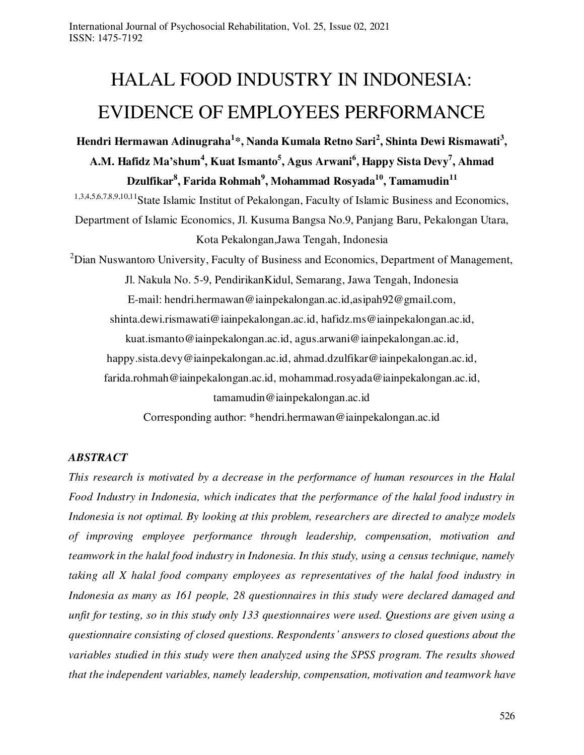# HALAL FOOD INDUSTRY IN INDONESIA: EVIDENCE OF EMPLOYEES PERFORMANCE

**Hendri Hermawan Adinugraha[1]*, Nanda Kumala Retno Sari[2], Shinta Dewi Rismawati[3], A.M. Hafidz Ma'shum[4], Kuat Ismanto[5], Agus Arwani[6], Happy Sista Devy[7], Ahmad Dzulfikar[8], Farida Rohmah[9], Mohammad Rosyada[10], Tamamudin[11]**

[1,3,4,5,6,7,8,9,10,11]State Islamic Institut of Pekalongan, Faculty of Islamic Business and Economics, Department of Islamic Economics, Jl. Kusuma Bangsa No.9, Panjang Baru, Pekalongan Utara, Kota Pekalongan,Jawa Tengah, Indonesia

[2]Dian Nuswantoro University, Faculty of Business and Economics, Department of Management, Jl. Nakula No. 5-9, PendirikanKidul, Semarang, Jawa Tengah, Indonesia

E-mail: hendri.hermawan@iainpekalongan.ac.id,asipah92@gmail.com, shinta.dewi.rismawati@iainpekalongan.ac.id, hafidz.ms@iainpekalongan.ac.id, kuat.ismanto@iainpekalongan.ac.id, agus.arwani@iainpekalongan.ac.id, happy.sista.devy@iainpekalongan.ac.id, ahmad.dzulfikar@iainpekalongan.ac.id, farida.rohmah@iainpekalongan.ac.id, mohammad.rosyada@iainpekalongan.ac.id, tamamudin@iainpekalongan.ac.id

Corresponding author: *hendri.hermawan@iainpekalongan.ac.id

## *ABSTRACT*

*This research is motivated by a decrease in the performance of human resources in the Halal Food Industry in Indonesia, which indicates that the performance of the halal food industry in Indonesia is not optimal. By looking at this problem, researchers are directed to analyze models of improving employee performance through leadership, compensation, motivation and teamwork in the halal food industry in Indonesia. In this study, using a census technique, namely taking all X halal food company employees as representatives of the halal food industry in Indonesia as many as 161 people, 28 questionnaires in this study were declared damaged and unfit for testing, so in this study only 133 questionnaires were used. Questions are given using a questionnaire consisting of closed questions. Respondents' answers to closed questions about the variables studied in this study were then analyzed using the SPSS program. The results showed that the independent variables, namely leadership, compensation, motivation and teamwork have*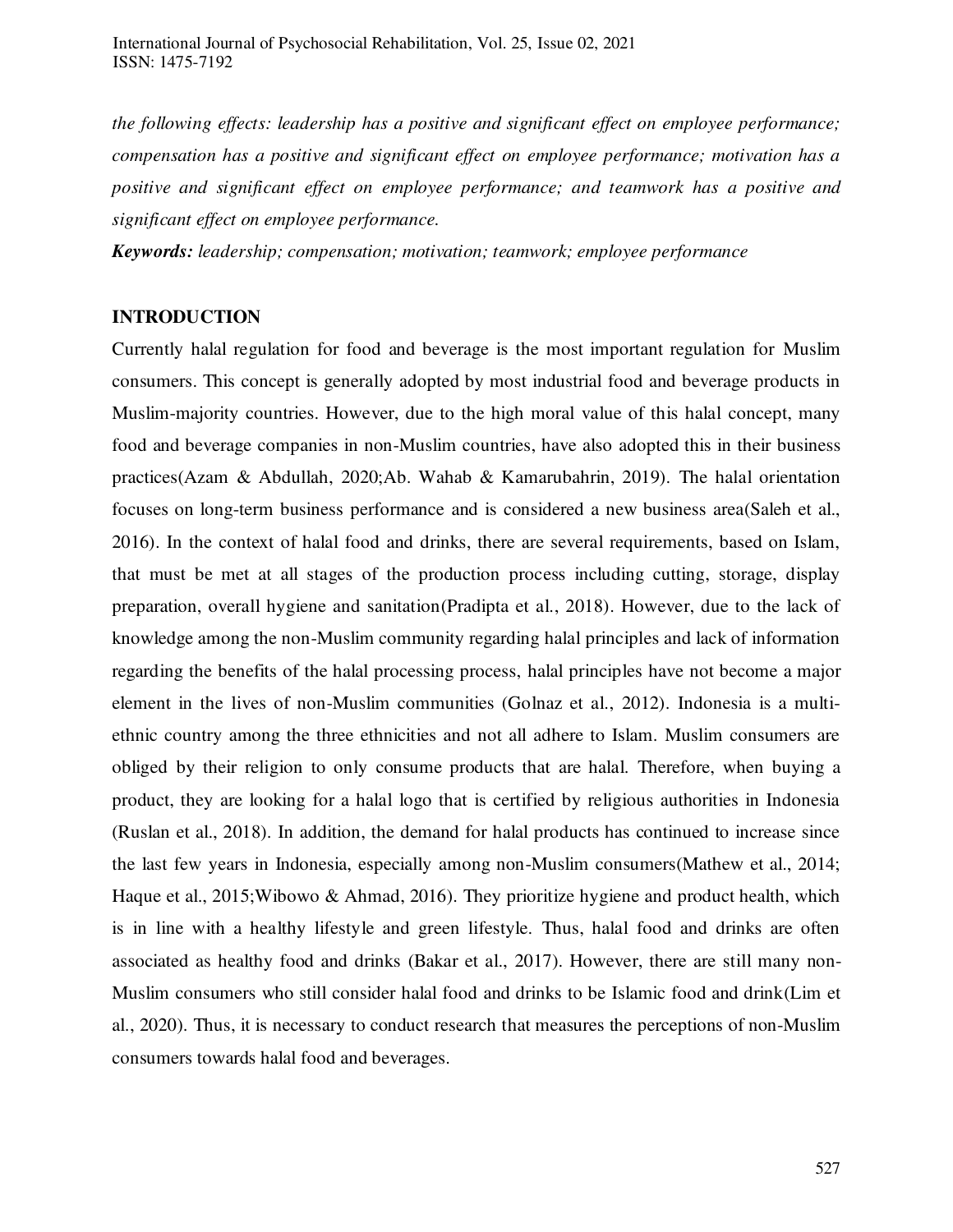*the following effects: leadership has a positive and significant effect on employee performance; compensation has a positive and significant effect on employee performance; motivation has a positive and significant effect on employee performance; and teamwork has a positive and significant effect on employee performance.*

***Keywords:*** *leadership; compensation; motivation; teamwork; employee performance*

## INTRODUCTION

Currently halal regulation for food and beverage is the most important regulation for Muslim consumers. This concept is generally adopted by most industrial food and beverage products in Muslim-majority countries. However, due to the high moral value of this halal concept, many food and beverage companies in non-Muslim countries, have also adopted this in their business practices(Azam & Abdullah, 2020;Ab. Wahab & Kamarubahrin, 2019). The halal orientation focuses on long-term business performance and is considered a new business area(Saleh et al., 2016). In the context of halal food and drinks, there are several requirements, based on Islam, that must be met at all stages of the production process including cutting, storage, display preparation, overall hygiene and sanitation(Pradipta et al., 2018). However, due to the lack of knowledge among the non-Muslim community regarding halal principles and lack of information regarding the benefits of the halal processing process, halal principles have not become a major element in the lives of non-Muslim communities (Golnaz et al., 2012). Indonesia is a multi-ethnic country among the three ethnicities and not all adhere to Islam. Muslim consumers are obliged by their religion to only consume products that are halal. Therefore, when buying a product, they are looking for a halal logo that is certified by religious authorities in Indonesia (Ruslan et al., 2018). In addition, the demand for halal products has continued to increase since the last few years in Indonesia, especially among non-Muslim consumers(Mathew et al., 2014; Haque et al., 2015;Wibowo & Ahmad, 2016). They prioritize hygiene and product health, which is in line with a healthy lifestyle and green lifestyle. Thus, halal food and drinks are often associated as healthy food and drinks (Bakar et al., 2017). However, there are still many non-Muslim consumers who still consider halal food and drinks to be Islamic food and drink(Lim et al., 2020). Thus, it is necessary to conduct research that measures the perceptions of non-Muslim consumers towards halal food and beverages.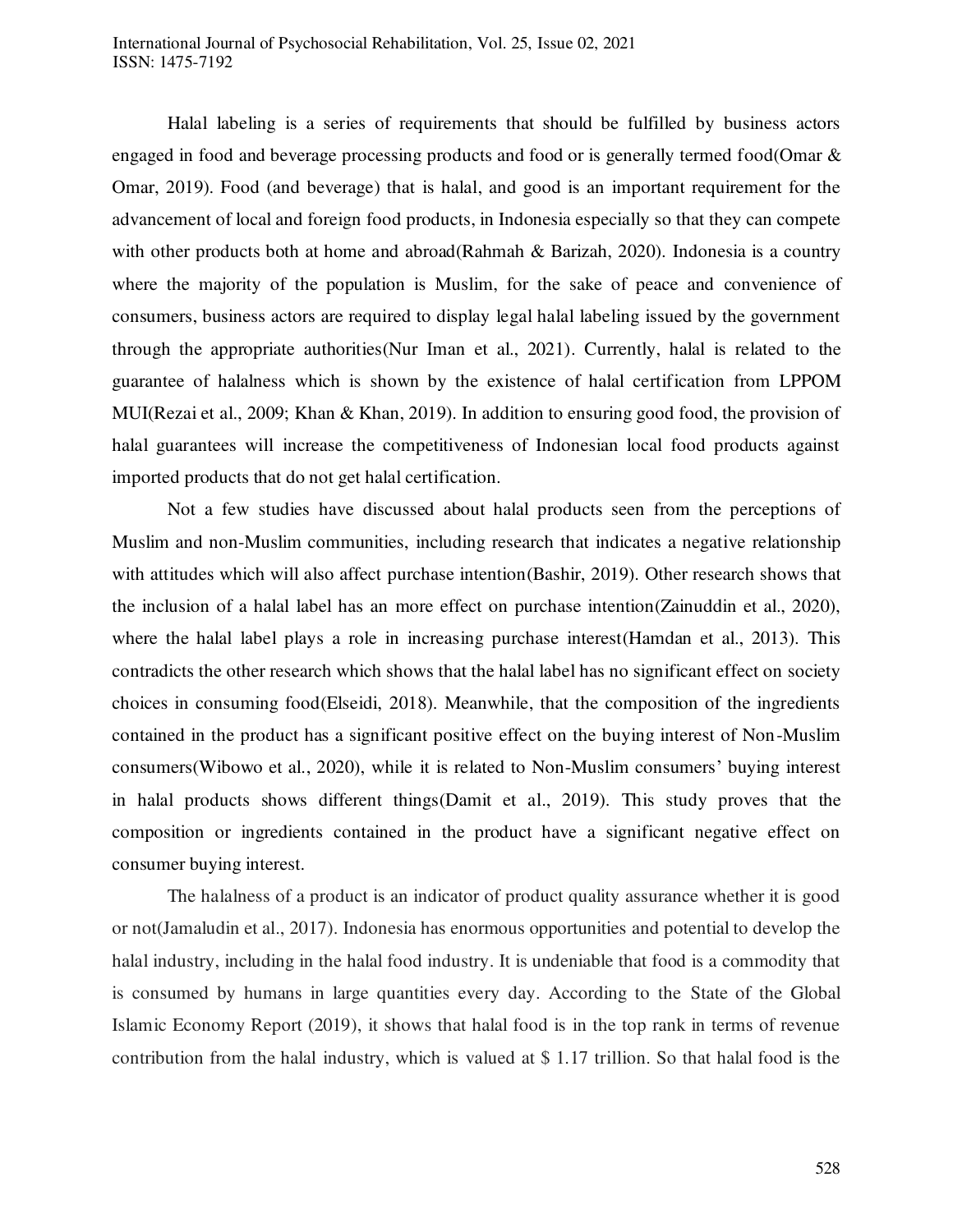Halal labeling is a series of requirements that should be fulfilled by business actors engaged in food and beverage processing products and food or is generally termed food(Omar & Omar, 2019). Food (and beverage) that is halal, and good is an important requirement for the advancement of local and foreign food products, in Indonesia especially so that they can compete with other products both at home and abroad(Rahmah & Barizah, 2020). Indonesia is a country where the majority of the population is Muslim, for the sake of peace and convenience of consumers, business actors are required to display legal halal labeling issued by the government through the appropriate authorities(Nur Iman et al., 2021). Currently, halal is related to the guarantee of halalness which is shown by the existence of halal certification from LPPOM MUI(Rezai et al., 2009; Khan & Khan, 2019). In addition to ensuring good food, the provision of halal guarantees will increase the competitiveness of Indonesian local food products against imported products that do not get halal certification.

Not a few studies have discussed about halal products seen from the perceptions of Muslim and non-Muslim communities, including research that indicates a negative relationship with attitudes which will also affect purchase intention(Bashir, 2019). Other research shows that the inclusion of a halal label has an more effect on purchase intention(Zainuddin et al., 2020), where the halal label plays a role in increasing purchase interest(Hamdan et al., 2013). This contradicts the other research which shows that the halal label has no significant effect on society choices in consuming food(Elseidi, 2018). Meanwhile, that the composition of the ingredients contained in the product has a significant positive effect on the buying interest of Non-Muslim consumers(Wibowo et al., 2020), while it is related to Non-Muslim consumers' buying interest in halal products shows different things(Damit et al., 2019). This study proves that the composition or ingredients contained in the product have a significant negative effect on consumer buying interest.

The halalness of a product is an indicator of product quality assurance whether it is good or not(Jamaludin et al., 2017). Indonesia has enormous opportunities and potential to develop the halal industry, including in the halal food industry. It is undeniable that food is a commodity that is consumed by humans in large quantities every day. According to the State of the Global Islamic Economy Report (2019), it shows that halal food is in the top rank in terms of revenue contribution from the halal industry, which is valued at $ 1.17 trillion. So that halal food is the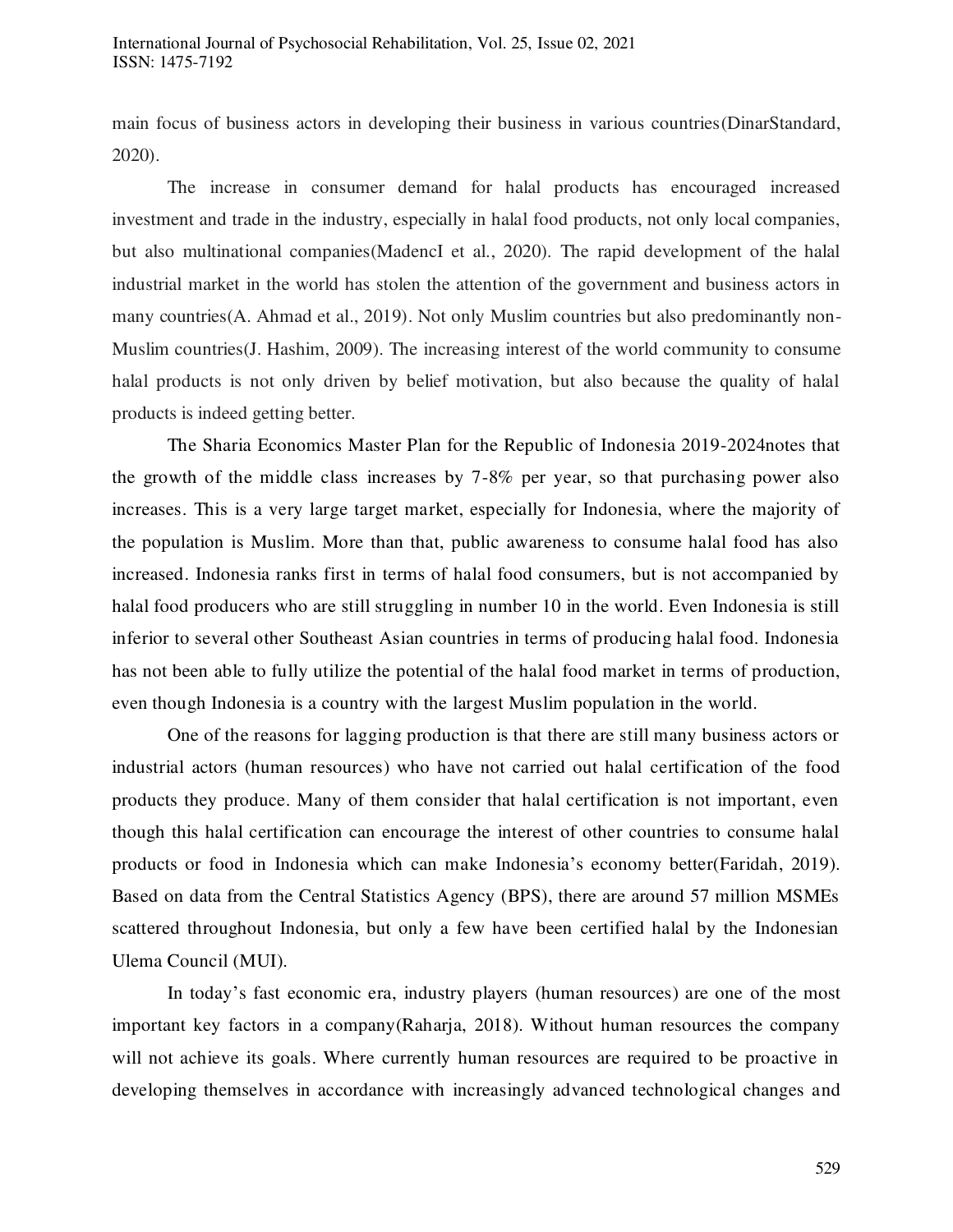main focus of business actors in developing their business in various countries(DinarStandard, 2020).

The increase in consumer demand for halal products has encouraged increased investment and trade in the industry, especially in halal food products, not only local companies, but also multinational companies(MadencI et al., 2020). The rapid development of the halal industrial market in the world has stolen the attention of the government and business actors in many countries(A. Ahmad et al., 2019). Not only Muslim countries but also predominantly non-Muslim countries(J. Hashim, 2009). The increasing interest of the world community to consume halal products is not only driven by belief motivation, but also because the quality of halal products is indeed getting better.

The Sharia Economics Master Plan for the Republic of Indonesia 2019-2024notes that the growth of the middle class increases by 7-8% per year, so that purchasing power also increases. This is a very large target market, especially for Indonesia, where the majority of the population is Muslim. More than that, public awareness to consume halal food has also increased. Indonesia ranks first in terms of halal food consumers, but is not accompanied by halal food producers who are still struggling in number 10 in the world. Even Indonesia is still inferior to several other Southeast Asian countries in terms of producing halal food. Indonesia has not been able to fully utilize the potential of the halal food market in terms of production, even though Indonesia is a country with the largest Muslim population in the world.

One of the reasons for lagging production is that there are still many business actors or industrial actors (human resources) who have not carried out halal certification of the food products they produce. Many of them consider that halal certification is not important, even though this halal certification can encourage the interest of other countries to consume halal products or food in Indonesia which can make Indonesia's economy better(Faridah, 2019). Based on data from the Central Statistics Agency (BPS), there are around 57 million MSMEs scattered throughout Indonesia, but only a few have been certified halal by the Indonesian Ulema Council (MUI).

In today's fast economic era, industry players (human resources) are one of the most important key factors in a company(Raharja, 2018). Without human resources the company will not achieve its goals. Where currently human resources are required to be proactive in developing themselves in accordance with increasingly advanced technological changes and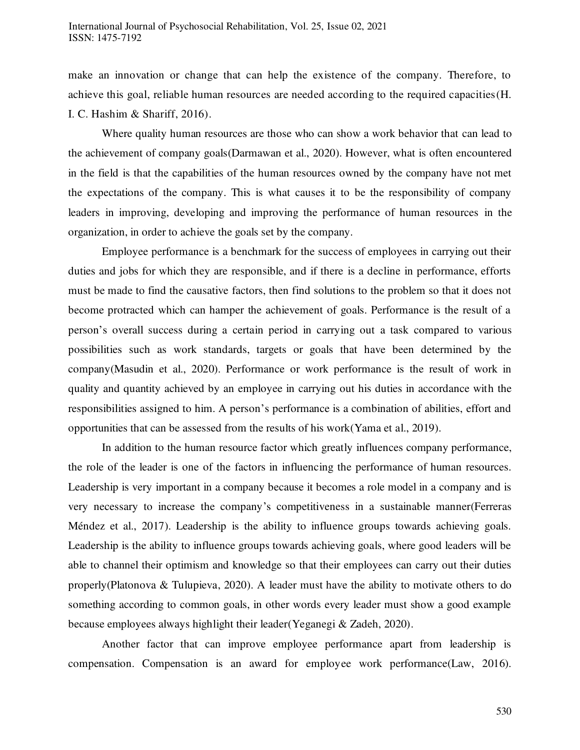make an innovation or change that can help the existence of the company. Therefore, to achieve this goal, reliable human resources are needed according to the required capacities(H. I. C. Hashim & Shariff, 2016).

Where quality human resources are those who can show a work behavior that can lead to the achievement of company goals(Darmawan et al., 2020). However, what is often encountered in the field is that the capabilities of the human resources owned by the company have not met the expectations of the company. This is what causes it to be the responsibility of company leaders in improving, developing and improving the performance of human resources in the organization, in order to achieve the goals set by the company.

Employee performance is a benchmark for the success of employees in carrying out their duties and jobs for which they are responsible, and if there is a decline in performance, efforts must be made to find the causative factors, then find solutions to the problem so that it does not become protracted which can hamper the achievement of goals. Performance is the result of a person's overall success during a certain period in carrying out a task compared to various possibilities such as work standards, targets or goals that have been determined by the company(Masudin et al., 2020). Performance or work performance is the result of work in quality and quantity achieved by an employee in carrying out his duties in accordance with the responsibilities assigned to him. A person's performance is a combination of abilities, effort and opportunities that can be assessed from the results of his work(Yama et al., 2019).

In addition to the human resource factor which greatly influences company performance, the role of the leader is one of the factors in influencing the performance of human resources. Leadership is very important in a company because it becomes a role model in a company and is very necessary to increase the company's competitiveness in a sustainable manner(Ferreras Méndez et al., 2017). Leadership is the ability to influence groups towards achieving goals. Leadership is the ability to influence groups towards achieving goals, where good leaders will be able to channel their optimism and knowledge so that their employees can carry out their duties properly(Platonova & Tulupieva, 2020). A leader must have the ability to motivate others to do something according to common goals, in other words every leader must show a good example because employees always highlight their leader(Yeganegi & Zadeh, 2020).

Another factor that can improve employee performance apart from leadership is compensation. Compensation is an award for employee work performance(Law, 2016).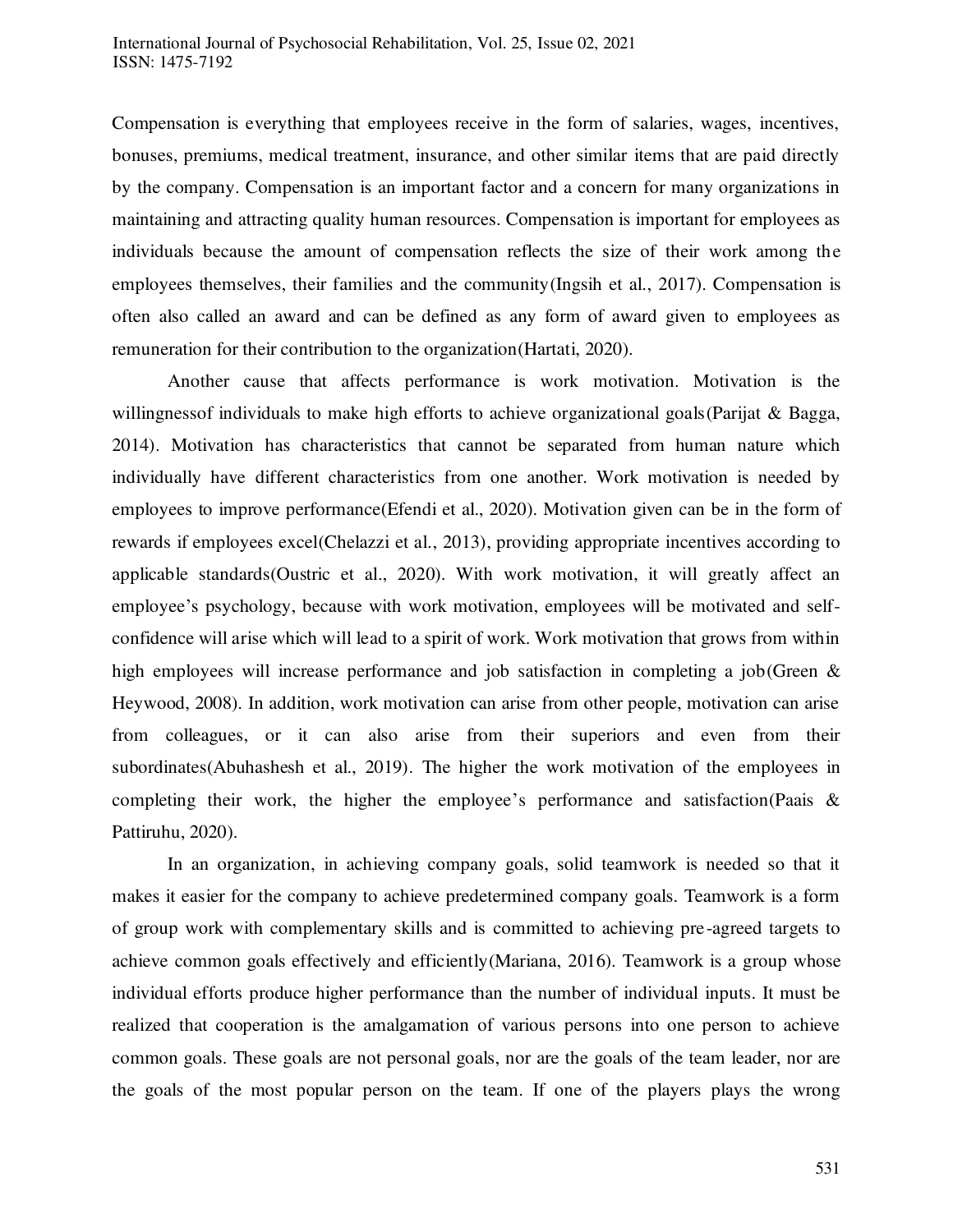Compensation is everything that employees receive in the form of salaries, wages, incentives, bonuses, premiums, medical treatment, insurance, and other similar items that are paid directly by the company. Compensation is an important factor and a concern for many organizations in maintaining and attracting quality human resources. Compensation is important for employees as individuals because the amount of compensation reflects the size of their work among the employees themselves, their families and the community(Ingsih et al., 2017). Compensation is often also called an award and can be defined as any form of award given to employees as remuneration for their contribution to the organization(Hartati, 2020).

Another cause that affects performance is work motivation. Motivation is the willingnessof individuals to make high efforts to achieve organizational goals(Parijat & Bagga, 2014). Motivation has characteristics that cannot be separated from human nature which individually have different characteristics from one another. Work motivation is needed by employees to improve performance(Efendi et al., 2020). Motivation given can be in the form of rewards if employees excel(Chelazzi et al., 2013), providing appropriate incentives according to applicable standards(Oustric et al., 2020). With work motivation, it will greatly affect an employee's psychology, because with work motivation, employees will be motivated and self-confidence will arise which will lead to a spirit of work. Work motivation that grows from within high employees will increase performance and job satisfaction in completing a job(Green & Heywood, 2008). In addition, work motivation can arise from other people, motivation can arise from colleagues, or it can also arise from their superiors and even from their subordinates(Abuhashesh et al., 2019). The higher the work motivation of the employees in completing their work, the higher the employee's performance and satisfaction(Paais & Pattiruhu, 2020).

In an organization, in achieving company goals, solid teamwork is needed so that it makes it easier for the company to achieve predetermined company goals. Teamwork is a form of group work with complementary skills and is committed to achieving pre-agreed targets to achieve common goals effectively and efficiently(Mariana, 2016). Teamwork is a group whose individual efforts produce higher performance than the number of individual inputs. It must be realized that cooperation is the amalgamation of various persons into one person to achieve common goals. These goals are not personal goals, nor are the goals of the team leader, nor are the goals of the most popular person on the team. If one of the players plays the wrong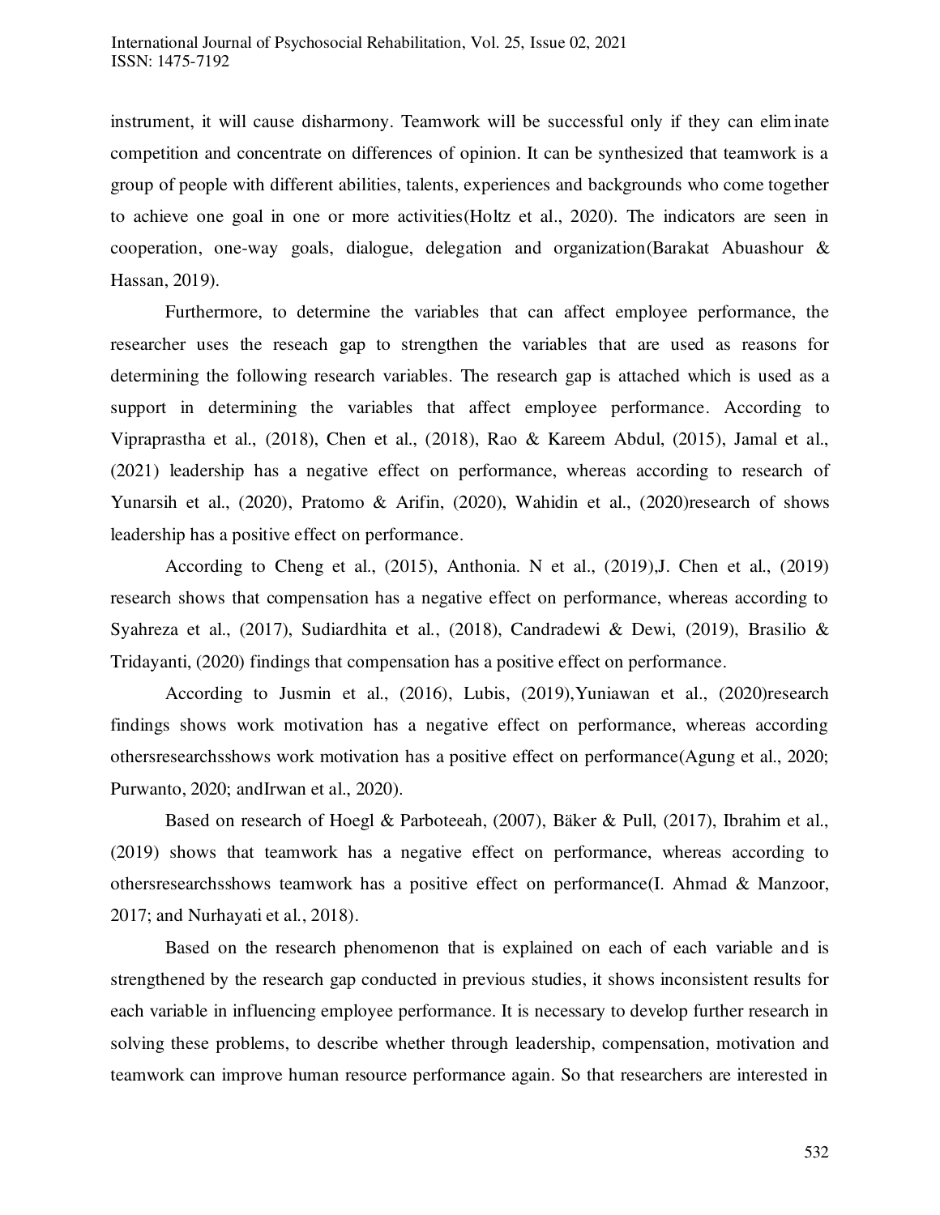instrument, it will cause disharmony. Teamwork will be successful only if they can eliminate competition and concentrate on differences of opinion. It can be synthesized that teamwork is a group of people with different abilities, talents, experiences and backgrounds who come together to achieve one goal in one or more activities(Holtz et al., 2020). The indicators are seen in cooperation, one-way goals, dialogue, delegation and organization(Barakat Abuashour & Hassan, 2019).

Furthermore, to determine the variables that can affect employee performance, the researcher uses the reseach gap to strengthen the variables that are used as reasons for determining the following research variables. The research gap is attached which is used as a support in determining the variables that affect employee performance. According to Vipraprastha et al., (2018), Chen et al., (2018), Rao & Kareem Abdul, (2015), Jamal et al., (2021) leadership has a negative effect on performance, whereas according to research of Yunarsih et al., (2020), Pratomo & Arifin, (2020), Wahidin et al., (2020)research of shows leadership has a positive effect on performance.

According to Cheng et al., (2015), Anthonia. N et al., (2019),J. Chen et al., (2019) research shows that compensation has a negative effect on performance, whereas according to Syahreza et al., (2017), Sudiardhita et al., (2018), Candradewi & Dewi, (2019), Brasilio & Tridayanti, (2020) findings that compensation has a positive effect on performance.

According to Jusmin et al., (2016), Lubis, (2019),Yuniawan et al., (2020)research findings shows work motivation has a negative effect on performance, whereas according othersresearchsshows work motivation has a positive effect on performance(Agung et al., 2020; Purwanto, 2020; andIrwan et al., 2020).

Based on research of Hoegl & Parboteeah, (2007), Bäker & Pull, (2017), Ibrahim et al., (2019) shows that teamwork has a negative effect on performance, whereas according to othersresearchsshows teamwork has a positive effect on performance(I. Ahmad & Manzoor, 2017; and Nurhayati et al., 2018).

Based on the research phenomenon that is explained on each of each variable and is strengthened by the research gap conducted in previous studies, it shows inconsistent results for each variable in influencing employee performance. It is necessary to develop further research in solving these problems, to describe whether through leadership, compensation, motivation and teamwork can improve human resource performance again. So that researchers are interested in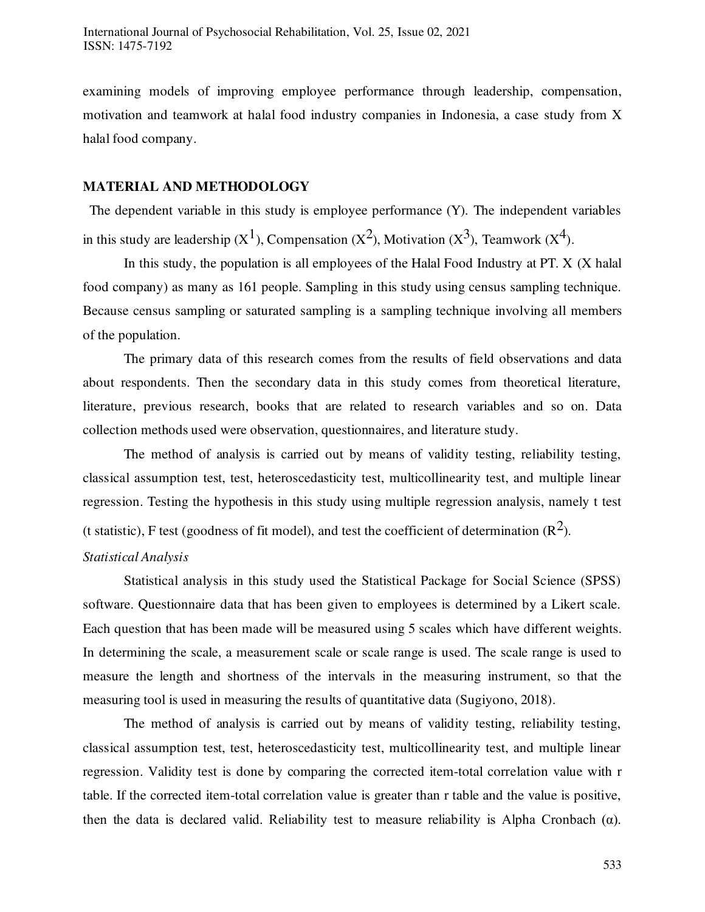examining models of improving employee performance through leadership, compensation, motivation and teamwork at halal food industry companies in Indonesia, a case study from X halal food company.

## MATERIAL AND METHODOLOGY

The dependent variable in this study is employee performance (Y). The independent variables in this study are leadership ($X^1$), Compensation ($X^2$), Motivation ($X^3$), Teamwork ($X^4$).

In this study, the population is all employees of the Halal Food Industry at PT. X (X halal food company) as many as 161 people. Sampling in this study using census sampling technique. Because census sampling or saturated sampling is a sampling technique involving all members of the population.

The primary data of this research comes from the results of field observations and data about respondents. Then the secondary data in this study comes from theoretical literature, literature, previous research, books that are related to research variables and so on. Data collection methods used were observation, questionnaires, and literature study.

The method of analysis is carried out by means of validity testing, reliability testing, classical assumption test, test, heteroscedasticity test, multicollinearity test, and multiple linear regression. Testing the hypothesis in this study using multiple regression analysis, namely t test (t statistic), F test (goodness of fit model), and test the coefficient of determination ($R^2$).

*Statistical Analysis*

Statistical analysis in this study used the Statistical Package for Social Science (SPSS) software. Questionnaire data that has been given to employees is determined by a Likert scale. Each question that has been made will be measured using 5 scales which have different weights. In determining the scale, a measurement scale or scale range is used. The scale range is used to measure the length and shortness of the intervals in the measuring instrument, so that the measuring tool is used in measuring the results of quantitative data (Sugiyono, 2018).

The method of analysis is carried out by means of validity testing, reliability testing, classical assumption test, test, heteroscedasticity test, multicollinearity test, and multiple linear regression. Validity test is done by comparing the corrected item-total correlation value with r table. If the corrected item-total correlation value is greater than r table and the value is positive, then the data is declared valid. Reliability test to measure reliability is Alpha Cronbach (α).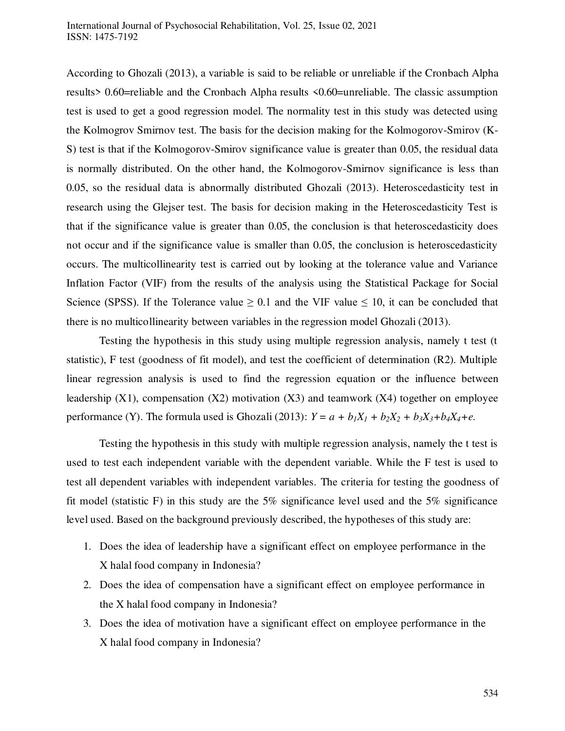According to Ghozali (2013), a variable is said to be reliable or unreliable if the Cronbach Alpha results> 0.60=reliable and the Cronbach Alpha results <0.60=unreliable. The classic assumption test is used to get a good regression model. The normality test in this study was detected using the Kolmogrov Smirnov test. The basis for the decision making for the Kolmogorov-Smirov (K-S) test is that if the Kolmogorov-Smirov significance value is greater than 0.05, the residual data is normally distributed. On the other hand, the Kolmogorov-Smirnov significance is less than 0.05, so the residual data is abnormally distributed Ghozali (2013). Heteroscedasticity test in research using the Glejser test. The basis for decision making in the Heteroscedasticity Test is that if the significance value is greater than 0.05, the conclusion is that heteroscedasticity does not occur and if the significance value is smaller than 0.05, the conclusion is heteroscedasticity occurs. The multicollinearity test is carried out by looking at the tolerance value and Variance Inflation Factor (VIF) from the results of the analysis using the Statistical Package for Social Science (SPSS). If the Tolerance value $\geq 0.1$ and the VIF value $\leq 10$, it can be concluded that there is no multicollinearity between variables in the regression model Ghozali (2013).

Testing the hypothesis in this study using multiple regression analysis, namely t test (t statistic), F test (goodness of fit model), and test the coefficient of determination (R2). Multiple linear regression analysis is used to find the regression equation or the influence between leadership (X1), compensation (X2) motivation (X3) and teamwork (X4) together on employee performance (Y). The formula used is Ghozali (2013): $Y = a + b_1X_1 + b_2X_2 + b_3X_3+b_4X_4+e$.

Testing the hypothesis in this study with multiple regression analysis, namely the t test is used to test each independent variable with the dependent variable. While the F test is used to test all dependent variables with independent variables. The criteria for testing the goodness of fit model (statistic F) in this study are the 5% significance level used and the 5% significance level used. Based on the background previously described, the hypotheses of this study are:

1. Does the idea of leadership have a significant effect on employee performance in the X halal food company in Indonesia?
2. Does the idea of compensation have a significant effect on employee performance in the X halal food company in Indonesia?
3. Does the idea of motivation have a significant effect on employee performance in the X halal food company in Indonesia?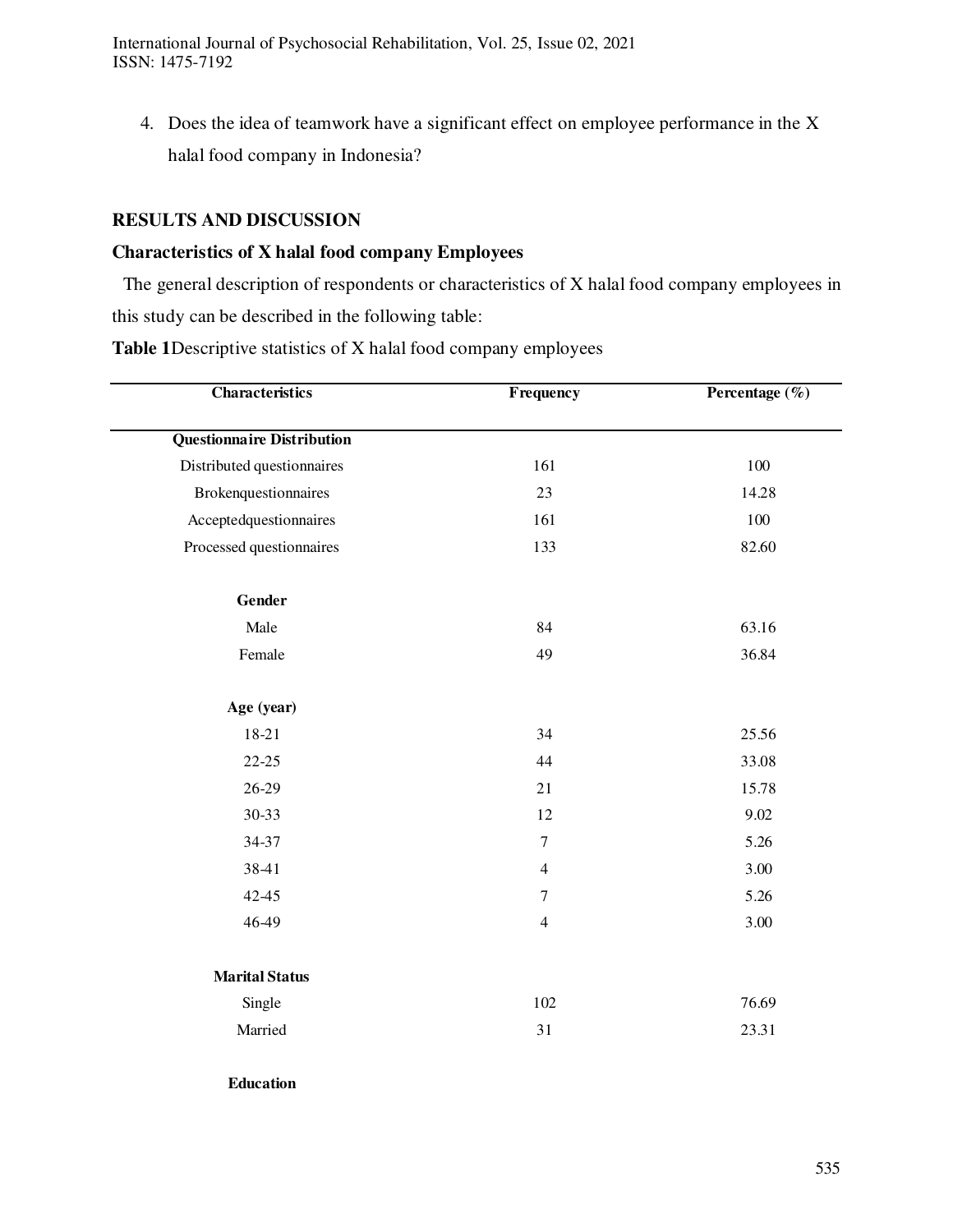4. Does the idea of teamwork have a significant effect on employee performance in the X halal food company in Indonesia?

## RESULTS AND DISCUSSION

### Characteristics of X halal food company Employees

The general description of respondents or characteristics of X halal food company employees in this study can be described in the following table:

**Table 1**Descriptive statistics of X halal food company employees

| Characteristics | Frequency | Percentage (%) |
|---|---|---|
| **Questionnaire Distribution** | | |
| Distributed questionnaires | 161 | 100 |
| Brokenquestionnaires | 23 | 14.28 |
| Acceptedquestionnaires | 161 | 100 |
| Processed questionnaires | 133 | 82.60 |
| **Gender** | | |
| Male | 84 | 63.16 |
| Female | 49 | 36.84 |
| **Age (year)** | | |
| 18-21 | 34 | 25.56 |
| 22-25 | 44 | 33.08 |
| 26-29 | 21 | 15.78 |
| 30-33 | 12 | 9.02 |
| 34-37 | 7 | 5.26 |
| 38-41 | 4 | 3.00 |
| 42-45 | 7 | 5.26 |
| 46-49 | 4 | 3.00 |
| **Marital Status** | | |
| Single | 102 | 76.69 |
| Married | 31 | 23.31 |
| **Education** | | |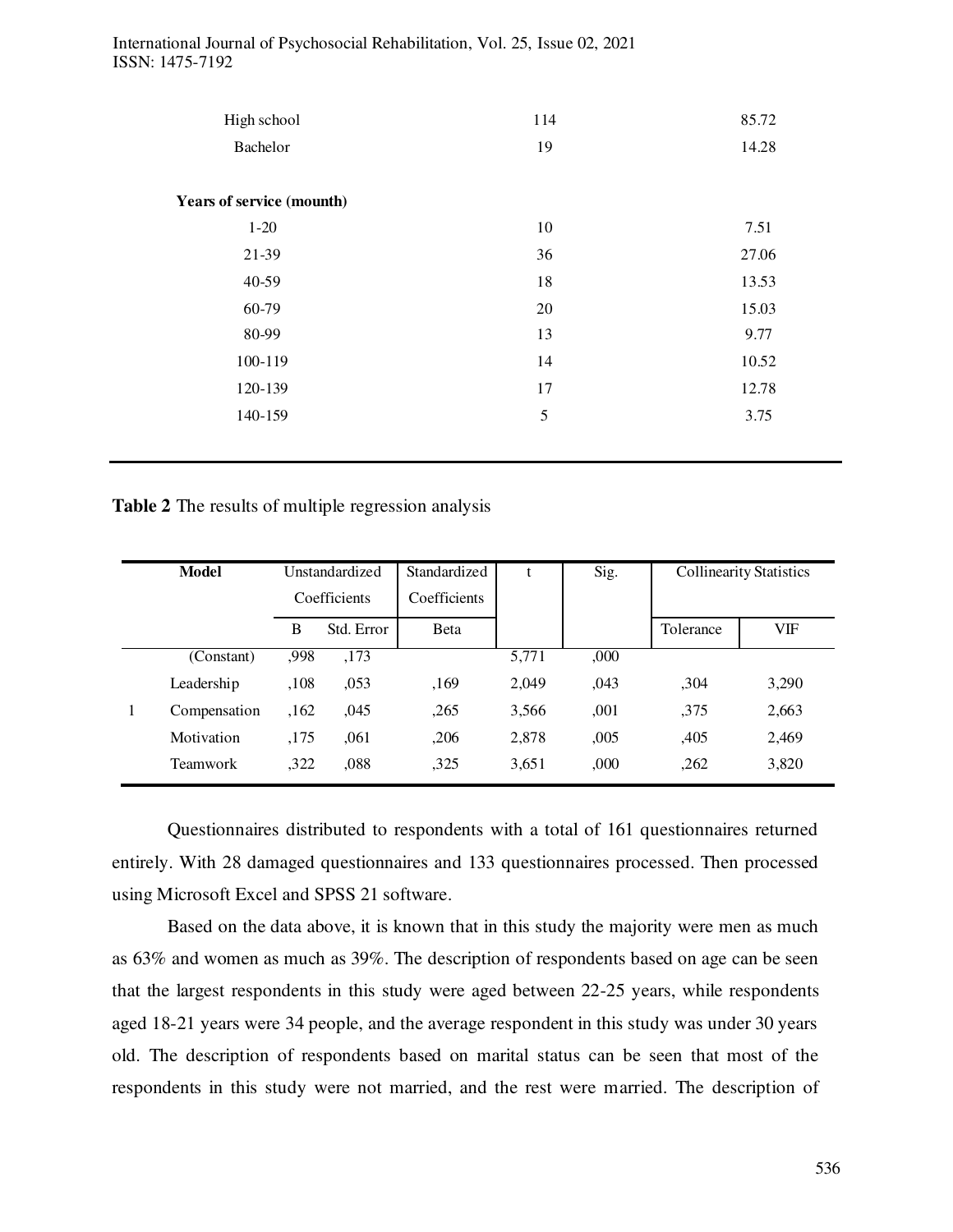| | | |
|---|---|---|
| High school | 114 | 85.72 |
| Bachelor | 19 | 14.28 |
| **Years of service (mounth)** | | |
| 1-20 | 10 | 7.51 |
| 21-39 | 36 | 27.06 |
| 40-59 | 18 | 13.53 |
| 60-79 | 20 | 15.03 |
| 80-99 | 13 | 9.77 |
| 100-119 | 14 | 10.52 |
| 120-139 | 17 | 12.78 |
| 140-159 | 5 | 3.75 |

**Table 2** The results of multiple regression analysis

| | **Model** | Unstandardized Coefficients | | Standardized Coefficients | t | Sig. | Collinearity Statistics | |
|---|---|---|---|---|---|---|---|---|
| | | B | Std. Error | Beta | | | Tolerance | VIF |
| 1 | (Constant) | ,998 | ,173 | | 5,771 | ,000 | | |
| | Leadership | ,108 | ,053 | ,169 | 2,049 | ,043 | ,304 | 3,290 |
| | Compensation | ,162 | ,045 | ,265 | 3,566 | ,001 | ,375 | 2,663 |
| | Motivation | ,175 | ,061 | ,206 | 2,878 | ,005 | ,405 | 2,469 |
| | Teamwork | ,322 | ,088 | ,325 | 3,651 | ,000 | ,262 | 3,820 |

Questionnaires distributed to respondents with a total of 161 questionnaires returned entirely. With 28 damaged questionnaires and 133 questionnaires processed. Then processed using Microsoft Excel and SPSS 21 software.

Based on the data above, it is known that in this study the majority were men as much as 63% and women as much as 39%. The description of respondents based on age can be seen that the largest respondents in this study were aged between 22-25 years, while respondents aged 18-21 years were 34 people, and the average respondent in this study was under 30 years old. The description of respondents based on marital status can be seen that most of the respondents in this study were not married, and the rest were married. The description of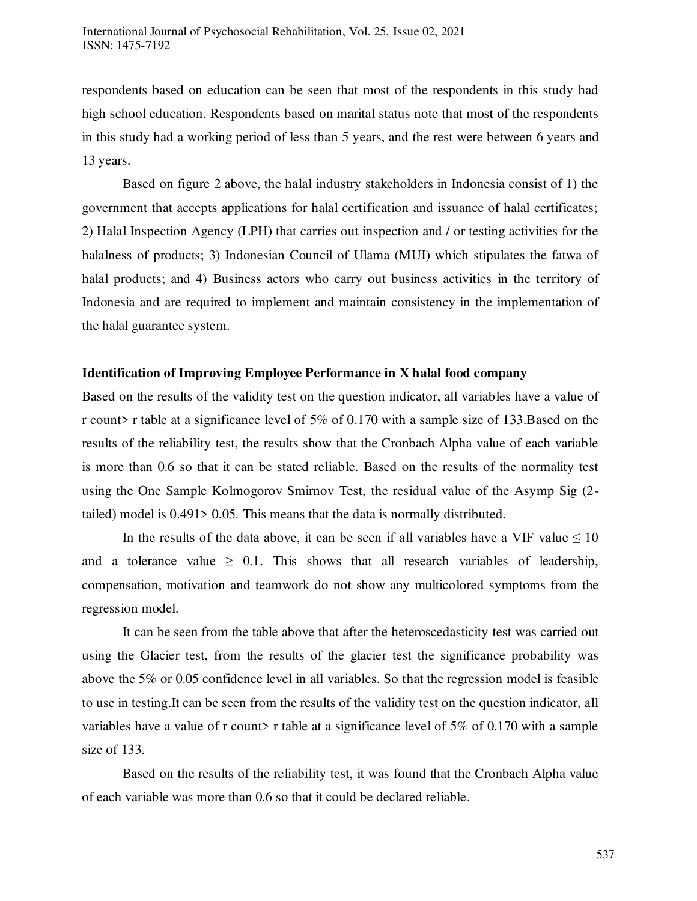respondents based on education can be seen that most of the respondents in this study had high school education. Respondents based on marital status note that most of the respondents in this study had a working period of less than 5 years, and the rest were between 6 years and 13 years.

Based on figure 2 above, the halal industry stakeholders in Indonesia consist of 1) the government that accepts applications for halal certification and issuance of halal certificates; 2) Halal Inspection Agency (LPH) that carries out inspection and / or testing activities for the halalness of products; 3) Indonesian Council of Ulama (MUI) which stipulates the fatwa of halal products; and 4) Business actors who carry out business activities in the territory of Indonesia and are required to implement and maintain consistency in the implementation of the halal guarantee system.

**Identification of Improving Employee Performance in X halal food company**

Based on the results of the validity test on the question indicator, all variables have a value of r count> r table at a significance level of 5% of 0.170 with a sample size of 133.Based on the results of the reliability test, the results show that the Cronbach Alpha value of each variable is more than 0.6 so that it can be stated reliable. Based on the results of the normality test using the One Sample Kolmogorov Smirnov Test, the residual value of the Asymp Sig (2-tailed) model is 0.491> 0.05. This means that the data is normally distributed.

In the results of the data above, it can be seen if all variables have a VIF value $\leq 10$ and a tolerance value $\geq 0.1$. This shows that all research variables of leadership, compensation, motivation and teamwork do not show any multicolored symptoms from the regression model.

It can be seen from the table above that after the heteroscedasticity test was carried out using the Glacier test, from the results of the glacier test the significance probability was above the 5% or 0.05 confidence level in all variables. So that the regression model is feasible to use in testing.It can be seen from the results of the validity test on the question indicator, all variables have a value of r count> r table at a significance level of 5% of 0.170 with a sample size of 133.

Based on the results of the reliability test, it was found that the Cronbach Alpha value of each variable was more than 0.6 so that it could be declared reliable.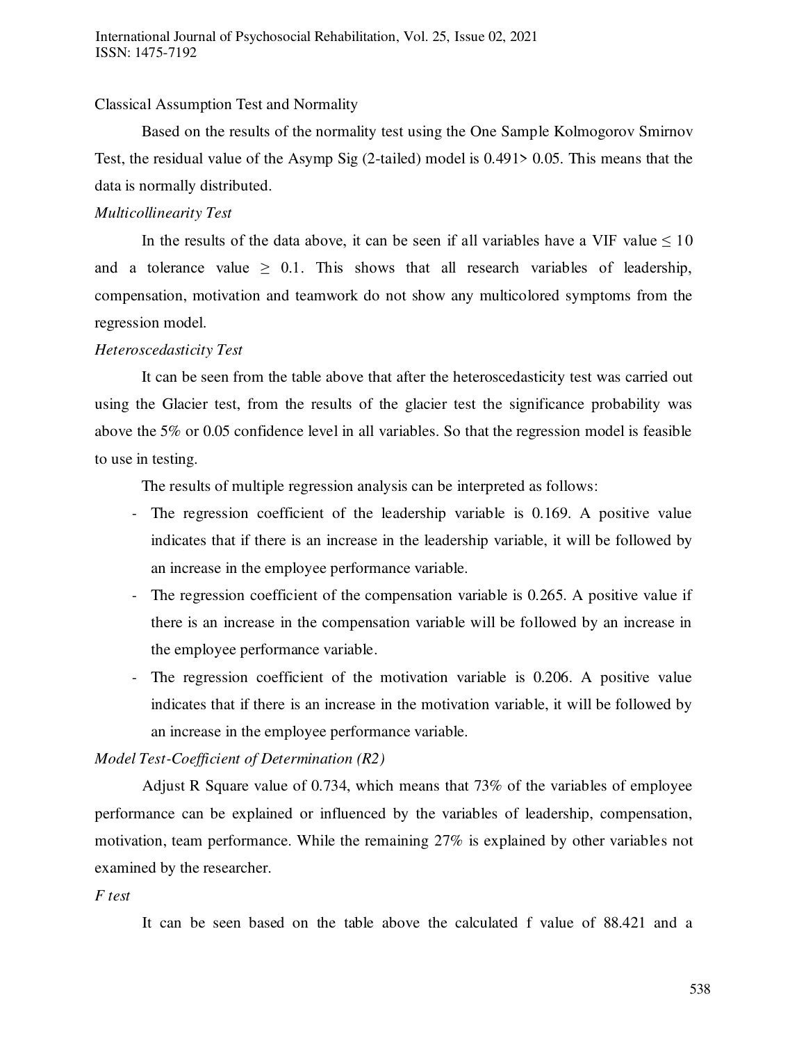Classical Assumption Test and Normality

Based on the results of the normality test using the One Sample Kolmogorov Smirnov Test, the residual value of the Asymp Sig (2-tailed) model is 0.491> 0.05. This means that the data is normally distributed.

*Multicollinearity Test*

In the results of the data above, it can be seen if all variables have a VIF value $\leq 10$ and a tolerance value $\geq 0.1$. This shows that all research variables of leadership, compensation, motivation and teamwork do not show any multicolored symptoms from the regression model.

*Heteroscedasticity Test*

It can be seen from the table above that after the heteroscedasticity test was carried out using the Glacier test, from the results of the glacier test the significance probability was above the 5% or 0.05 confidence level in all variables. So that the regression model is feasible to use in testing.

The results of multiple regression analysis can be interpreted as follows:

- The regression coefficient of the leadership variable is 0.169. A positive value indicates that if there is an increase in the leadership variable, it will be followed by an increase in the employee performance variable.
- The regression coefficient of the compensation variable is 0.265. A positive value if there is an increase in the compensation variable will be followed by an increase in the employee performance variable.
- The regression coefficient of the motivation variable is 0.206. A positive value indicates that if there is an increase in the motivation variable, it will be followed by an increase in the employee performance variable.

*Model Test-Coefficient of Determination (R2)*

Adjust R Square value of 0.734, which means that 73% of the variables of employee performance can be explained or influenced by the variables of leadership, compensation, motivation, team performance. While the remaining 27% is explained by other variables not examined by the researcher.

*F test*

It can be seen based on the table above the calculated f value of 88.421 and a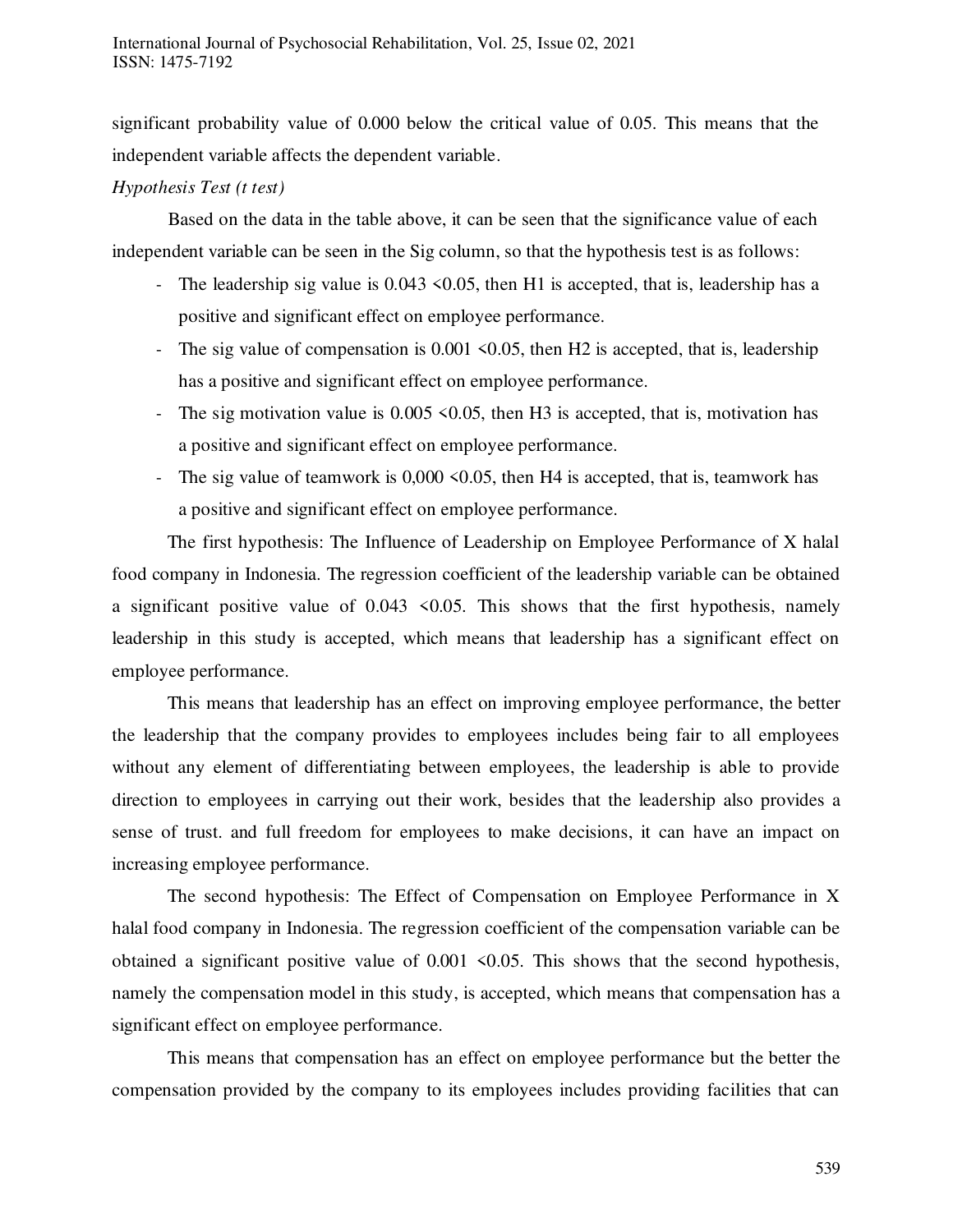significant probability value of 0.000 below the critical value of 0.05. This means that the independent variable affects the dependent variable.

*Hypothesis Test (t test)*

Based on the data in the table above, it can be seen that the significance value of each independent variable can be seen in the Sig column, so that the hypothesis test is as follows:

- The leadership sig value is 0.043 <0.05, then H1 is accepted, that is, leadership has a positive and significant effect on employee performance.
- The sig value of compensation is 0.001 <0.05, then H2 is accepted, that is, leadership has a positive and significant effect on employee performance.
- The sig motivation value is 0.005 <0.05, then H3 is accepted, that is, motivation has a positive and significant effect on employee performance.
- The sig value of teamwork is 0,000 <0.05, then H4 is accepted, that is, teamwork has a positive and significant effect on employee performance.

The first hypothesis: The Influence of Leadership on Employee Performance of X halal food company in Indonesia. The regression coefficient of the leadership variable can be obtained a significant positive value of 0.043 <0.05. This shows that the first hypothesis, namely leadership in this study is accepted, which means that leadership has a significant effect on employee performance.

This means that leadership has an effect on improving employee performance, the better the leadership that the company provides to employees includes being fair to all employees without any element of differentiating between employees, the leadership is able to provide direction to employees in carrying out their work, besides that the leadership also provides a sense of trust. and full freedom for employees to make decisions, it can have an impact on increasing employee performance.

The second hypothesis: The Effect of Compensation on Employee Performance in X halal food company in Indonesia. The regression coefficient of the compensation variable can be obtained a significant positive value of 0.001 <0.05. This shows that the second hypothesis, namely the compensation model in this study, is accepted, which means that compensation has a significant effect on employee performance.

This means that compensation has an effect on employee performance but the better the compensation provided by the company to its employees includes providing facilities that can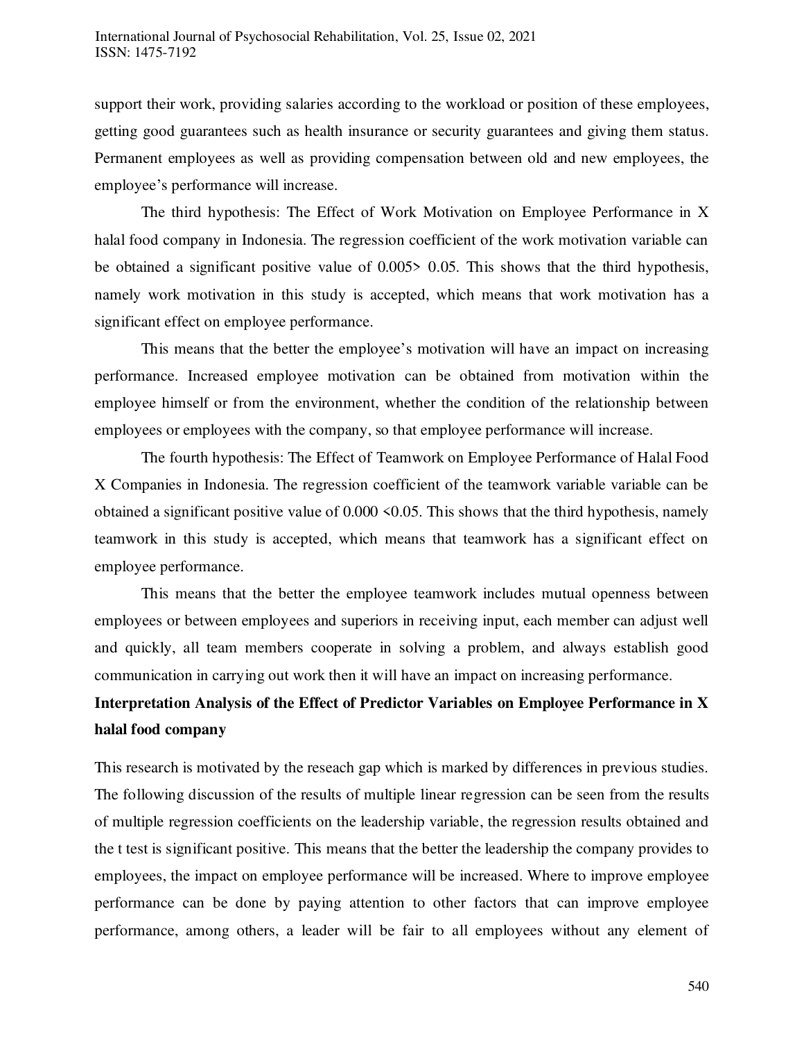support their work, providing salaries according to the workload or position of these employees, getting good guarantees such as health insurance or security guarantees and giving them status. Permanent employees as well as providing compensation between old and new employees, the employee's performance will increase.

The third hypothesis: The Effect of Work Motivation on Employee Performance in X halal food company in Indonesia. The regression coefficient of the work motivation variable can be obtained a significant positive value of 0.005> 0.05. This shows that the third hypothesis, namely work motivation in this study is accepted, which means that work motivation has a significant effect on employee performance.

This means that the better the employee's motivation will have an impact on increasing performance. Increased employee motivation can be obtained from motivation within the employee himself or from the environment, whether the condition of the relationship between employees or employees with the company, so that employee performance will increase.

The fourth hypothesis: The Effect of Teamwork on Employee Performance of Halal Food X Companies in Indonesia. The regression coefficient of the teamwork variable variable can be obtained a significant positive value of 0.000 <0.05. This shows that the third hypothesis, namely teamwork in this study is accepted, which means that teamwork has a significant effect on employee performance.

This means that the better the employee teamwork includes mutual openness between employees or between employees and superiors in receiving input, each member can adjust well and quickly, all team members cooperate in solving a problem, and always establish good communication in carrying out work then it will have an impact on increasing performance.

**Interpretation Analysis of the Effect of Predictor Variables on Employee Performance in X halal food company**

This research is motivated by the reseach gap which is marked by differences in previous studies. The following discussion of the results of multiple linear regression can be seen from the results of multiple regression coefficients on the leadership variable, the regression results obtained and the t test is significant positive. This means that the better the leadership the company provides to employees, the impact on employee performance will be increased. Where to improve employee performance can be done by paying attention to other factors that can improve employee performance, among others, a leader will be fair to all employees without any element of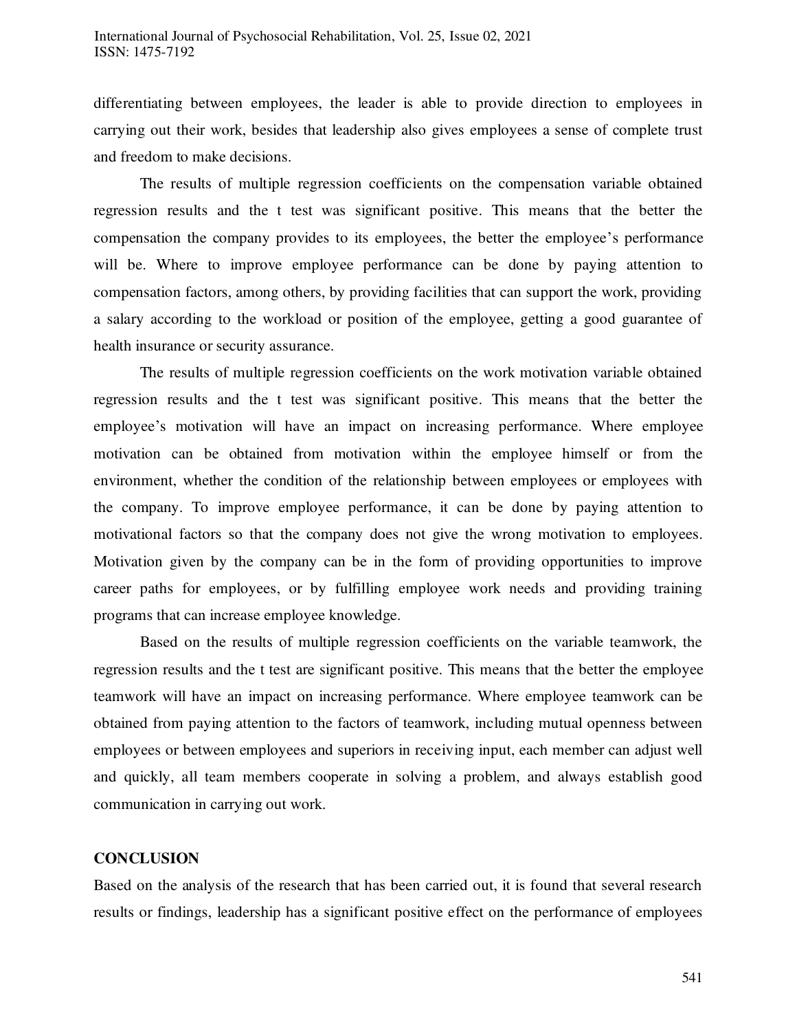differentiating between employees, the leader is able to provide direction to employees in carrying out their work, besides that leadership also gives employees a sense of complete trust and freedom to make decisions.

The results of multiple regression coefficients on the compensation variable obtained regression results and the t test was significant positive. This means that the better the compensation the company provides to its employees, the better the employee's performance will be. Where to improve employee performance can be done by paying attention to compensation factors, among others, by providing facilities that can support the work, providing a salary according to the workload or position of the employee, getting a good guarantee of health insurance or security assurance.

The results of multiple regression coefficients on the work motivation variable obtained regression results and the t test was significant positive. This means that the better the employee's motivation will have an impact on increasing performance. Where employee motivation can be obtained from motivation within the employee himself or from the environment, whether the condition of the relationship between employees or employees with the company. To improve employee performance, it can be done by paying attention to motivational factors so that the company does not give the wrong motivation to employees. Motivation given by the company can be in the form of providing opportunities to improve career paths for employees, or by fulfilling employee work needs and providing training programs that can increase employee knowledge.

Based on the results of multiple regression coefficients on the variable teamwork, the regression results and the t test are significant positive. This means that the better the employee teamwork will have an impact on increasing performance. Where employee teamwork can be obtained from paying attention to the factors of teamwork, including mutual openness between employees or between employees and superiors in receiving input, each member can adjust well and quickly, all team members cooperate in solving a problem, and always establish good communication in carrying out work.

## CONCLUSION

Based on the analysis of the research that has been carried out, it is found that several research results or findings, leadership has a significant positive effect on the performance of employees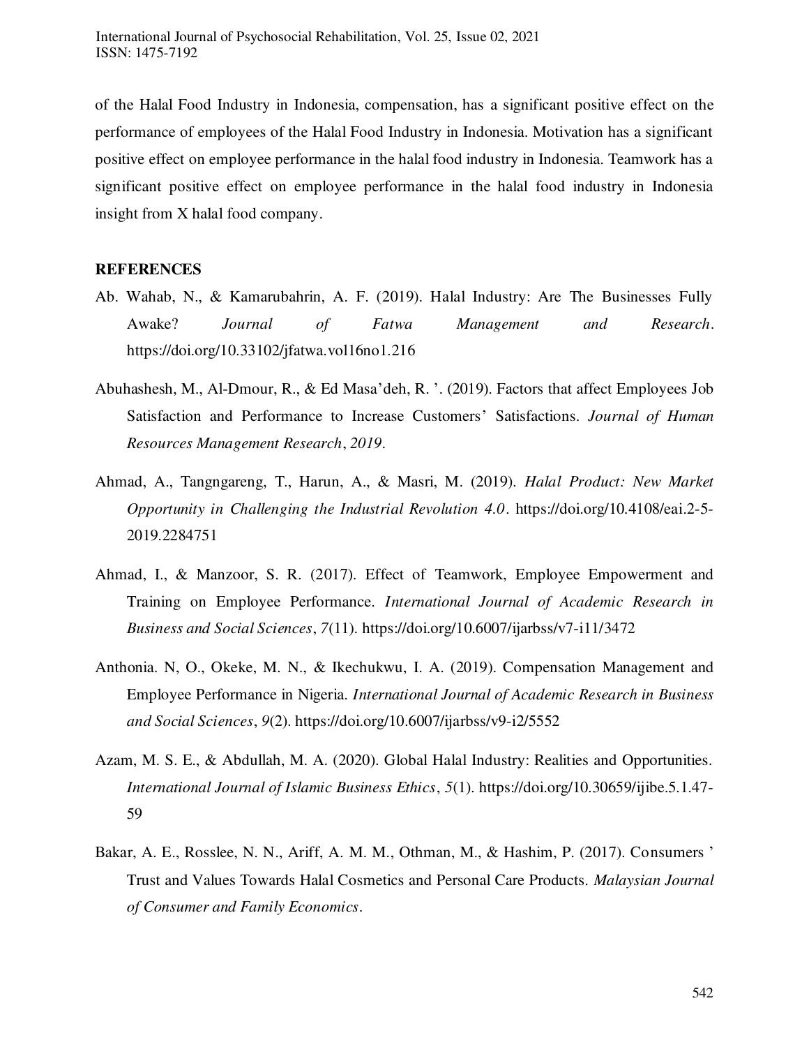of the Halal Food Industry in Indonesia, compensation, has a significant positive effect on the performance of employees of the Halal Food Industry in Indonesia. Motivation has a significant positive effect on employee performance in the halal food industry in Indonesia. Teamwork has a significant positive effect on employee performance in the halal food industry in Indonesia insight from X halal food company.

**REFERENCES**

Ab. Wahab, N., & Kamarubahrin, A. F. (2019). Halal Industry: Are The Businesses Fully Awake? *Journal of Fatwa Management and Research*. https://doi.org/10.33102/jfatwa.vol16no1.216

Abuhashesh, M., Al-Dmour, R., & Ed Masa'deh, R. '. (2019). Factors that affect Employees Job Satisfaction and Performance to Increase Customers' Satisfactions. *Journal of Human Resources Management Research*, *2019*.

Ahmad, A., Tangngareng, T., Harun, A., & Masri, M. (2019). *Halal Product: New Market Opportunity in Challenging the Industrial Revolution 4.0*. https://doi.org/10.4108/eai.2-5-2019.2284751

Ahmad, I., & Manzoor, S. R. (2017). Effect of Teamwork, Employee Empowerment and Training on Employee Performance. *International Journal of Academic Research in Business and Social Sciences*, *7*(11). https://doi.org/10.6007/ijarbss/v7-i11/3472

Anthonia. N, O., Okeke, M. N., & Ikechukwu, I. A. (2019). Compensation Management and Employee Performance in Nigeria. *International Journal of Academic Research in Business and Social Sciences*, *9*(2). https://doi.org/10.6007/ijarbss/v9-i2/5552

Azam, M. S. E., & Abdullah, M. A. (2020). Global Halal Industry: Realities and Opportunities. *International Journal of Islamic Business Ethics*, *5*(1). https://doi.org/10.30659/ijibe.5.1.47-59

Bakar, A. E., Rosslee, N. N., Ariff, A. M. M., Othman, M., & Hashim, P. (2017). Consumers ' Trust and Values Towards Halal Cosmetics and Personal Care Products. *Malaysian Journal of Consumer and Family Economics*.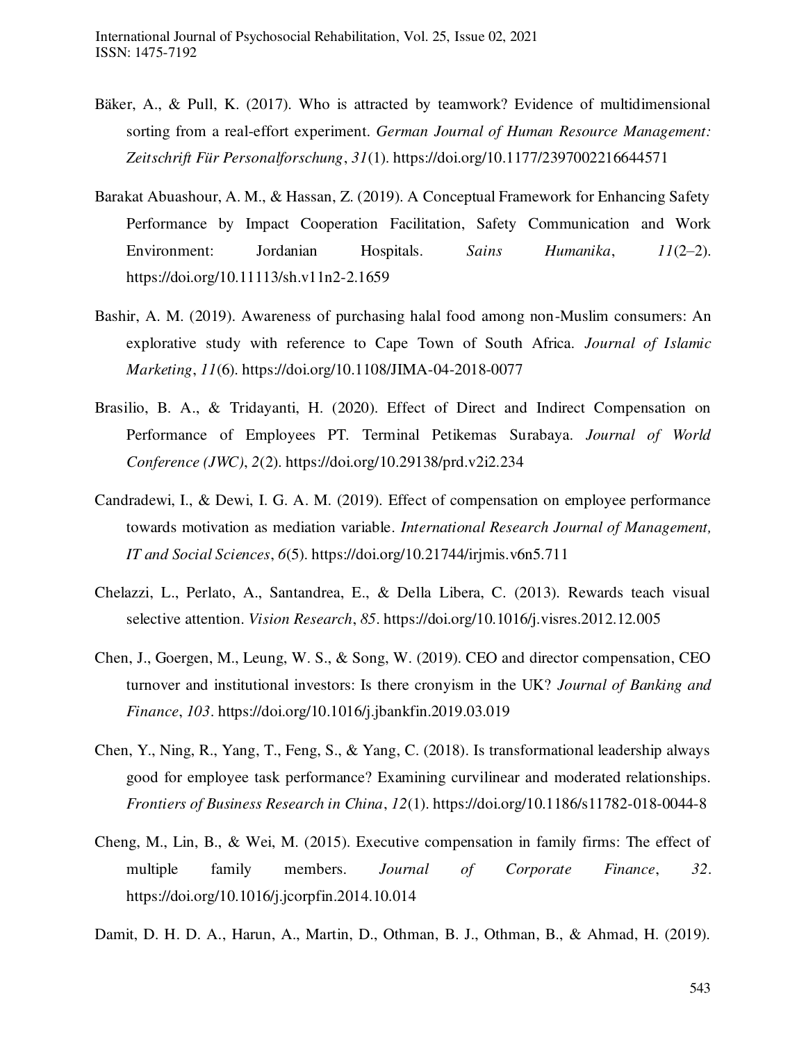Bäker, A., & Pull, K. (2017). Who is attracted by teamwork? Evidence of multidimensional sorting from a real-effort experiment. *German Journal of Human Resource Management: Zeitschrift Für Personalforschung*, *31*(1). https://doi.org/10.1177/2397002216644571

Barakat Abuashour, A. M., & Hassan, Z. (2019). A Conceptual Framework for Enhancing Safety Performance by Impact Cooperation Facilitation, Safety Communication and Work Environment: Jordanian Hospitals. *Sains Humanika*, *11*(2–2). https://doi.org/10.11113/sh.v11n2-2.1659

Bashir, A. M. (2019). Awareness of purchasing halal food among non-Muslim consumers: An explorative study with reference to Cape Town of South Africa. *Journal of Islamic Marketing*, *11*(6). https://doi.org/10.1108/JIMA-04-2018-0077

Brasilio, B. A., & Tridayanti, H. (2020). Effect of Direct and Indirect Compensation on Performance of Employees PT. Terminal Petikemas Surabaya. *Journal of World Conference (JWC)*, *2*(2). https://doi.org/10.29138/prd.v2i2.234

Candradewi, I., & Dewi, I. G. A. M. (2019). Effect of compensation on employee performance towards motivation as mediation variable. *International Research Journal of Management, IT and Social Sciences*, *6*(5). https://doi.org/10.21744/irjmis.v6n5.711

Chelazzi, L., Perlato, A., Santandrea, E., & Della Libera, C. (2013). Rewards teach visual selective attention. *Vision Research*, *85*. https://doi.org/10.1016/j.visres.2012.12.005

Chen, J., Goergen, M., Leung, W. S., & Song, W. (2019). CEO and director compensation, CEO turnover and institutional investors: Is there cronyism in the UK? *Journal of Banking and Finance*, *103*. https://doi.org/10.1016/j.jbankfin.2019.03.019

Chen, Y., Ning, R., Yang, T., Feng, S., & Yang, C. (2018). Is transformational leadership always good for employee task performance? Examining curvilinear and moderated relationships. *Frontiers of Business Research in China*, *12*(1). https://doi.org/10.1186/s11782-018-0044-8

Cheng, M., Lin, B., & Wei, M. (2015). Executive compensation in family firms: The effect of multiple family members. *Journal of Corporate Finance*, *32*. https://doi.org/10.1016/j.jcorpfin.2014.10.014

Damit, D. H. D. A., Harun, A., Martin, D., Othman, B. J., Othman, B., & Ahmad, H. (2019).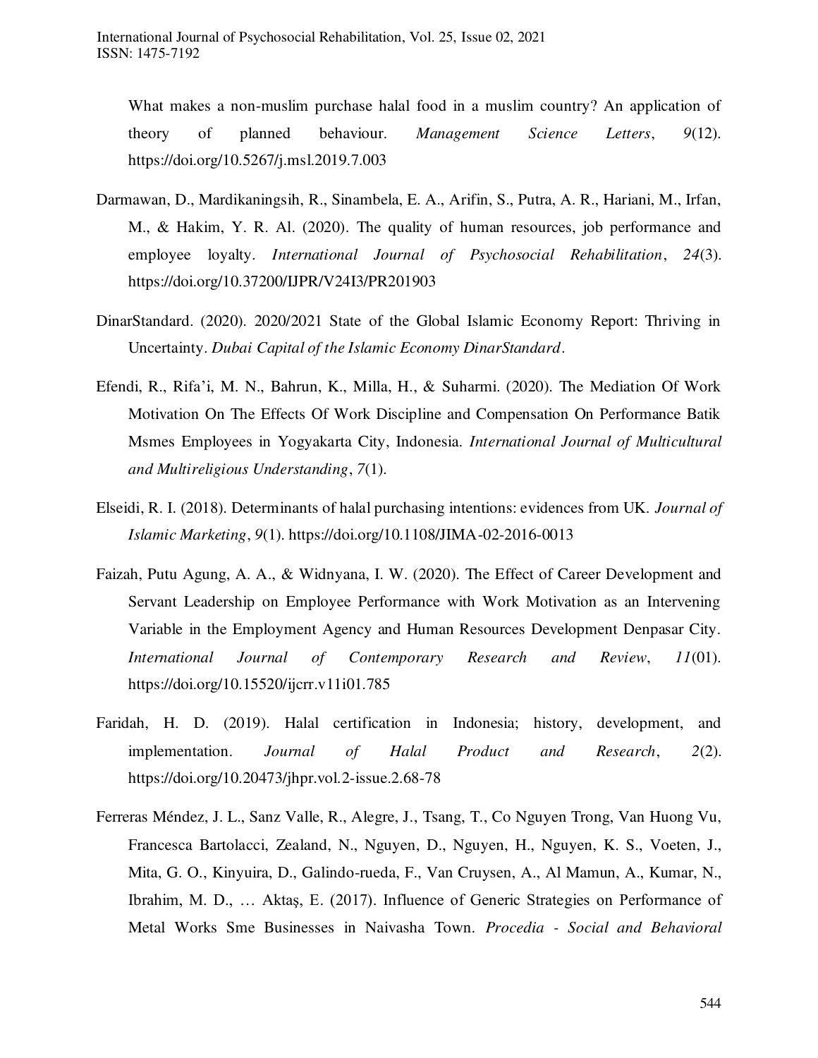What makes a non-muslim purchase halal food in a muslim country? An application of theory of planned behaviour. *Management Science Letters*, *9*(12). https://doi.org/10.5267/j.msl.2019.7.003

Darmawan, D., Mardikaningsih, R., Sinambela, E. A., Arifin, S., Putra, A. R., Hariani, M., Irfan, M., & Hakim, Y. R. Al. (2020). The quality of human resources, job performance and employee loyalty. *International Journal of Psychosocial Rehabilitation*, *24*(3). https://doi.org/10.37200/IJPR/V24I3/PR201903

DinarStandard. (2020). 2020/2021 State of the Global Islamic Economy Report: Thriving in Uncertainty. *Dubai Capital of the Islamic Economy DinarStandard*.

Efendi, R., Rifa'i, M. N., Bahrun, K., Milla, H., & Suharmi. (2020). The Mediation Of Work Motivation On The Effects Of Work Discipline and Compensation On Performance Batik Msmes Employees in Yogyakarta City, Indonesia. *International Journal of Multicultural and Multireligious Understanding*, *7*(1).

Elseidi, R. I. (2018). Determinants of halal purchasing intentions: evidences from UK. *Journal of Islamic Marketing*, *9*(1). https://doi.org/10.1108/JIMA-02-2016-0013

Faizah, Putu Agung, A. A., & Widnyana, I. W. (2020). The Effect of Career Development and Servant Leadership on Employee Performance with Work Motivation as an Intervening Variable in the Employment Agency and Human Resources Development Denpasar City. *International Journal of Contemporary Research and Review*, *11*(01). https://doi.org/10.15520/ijcrr.v11i01.785

Faridah, H. D. (2019). Halal certification in Indonesia; history, development, and implementation. *Journal of Halal Product and Research*, *2*(2). https://doi.org/10.20473/jhpr.vol.2-issue.2.68-78

Ferreras Méndez, J. L., Sanz Valle, R., Alegre, J., Tsang, T., Co Nguyen Trong, Van Huong Vu, Francesca Bartolacci, Zealand, N., Nguyen, D., Nguyen, H., Nguyen, K. S., Voeten, J., Mita, G. O., Kinyuira, D., Galindo-rueda, F., Van Cruysen, A., Al Mamun, A., Kumar, N., Ibrahim, M. D., … Aktaş, E. (2017). Influence of Generic Strategies on Performance of Metal Works Sme Businesses in Naivasha Town. *Procedia - Social and Behavioral*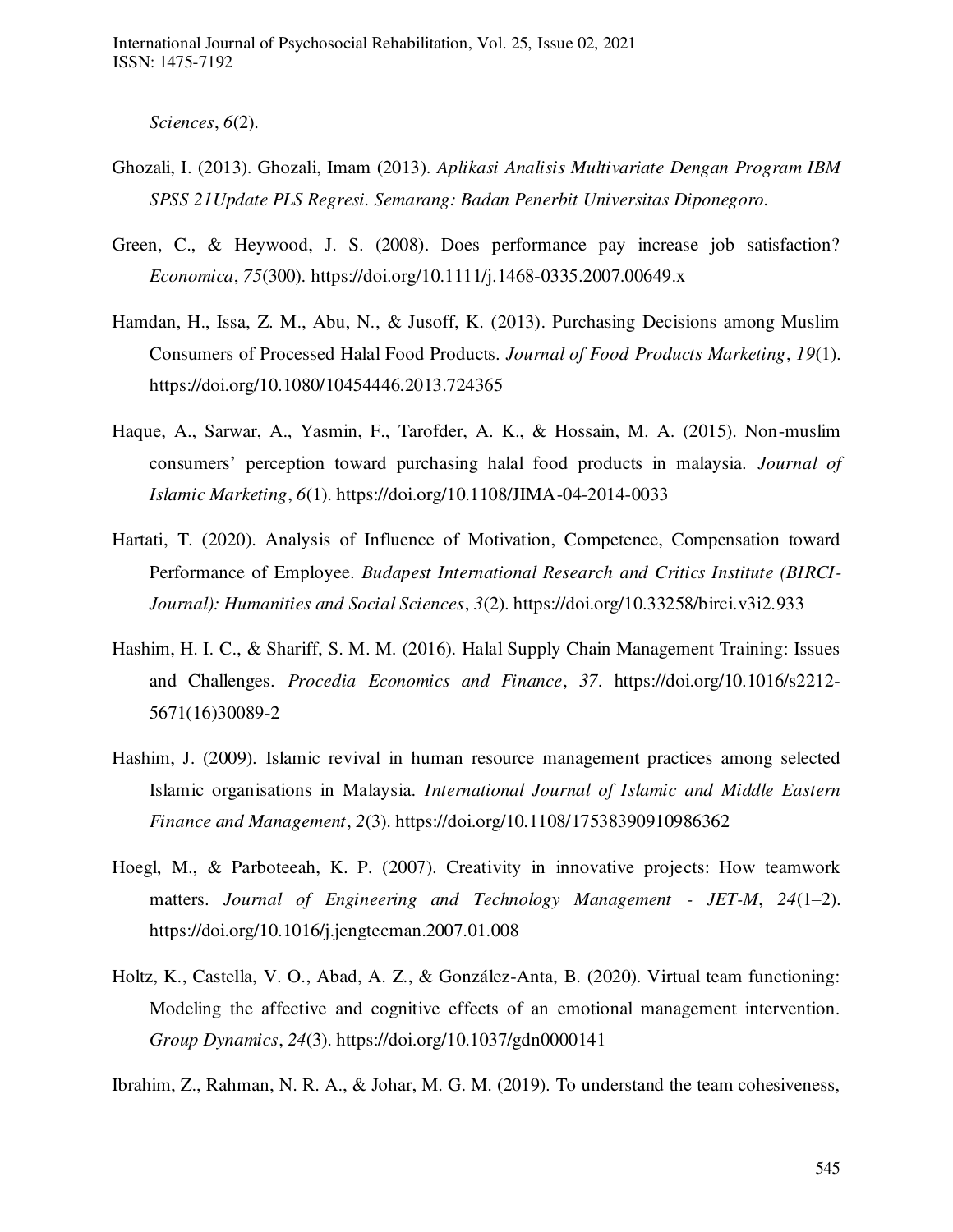*Sciences*, *6*(2).

Ghozali, I. (2013). Ghozali, Imam (2013). *Aplikasi Analisis Multivariate Dengan Program IBM SPSS 21Update PLS Regresi. Semarang: Badan Penerbit Universitas Diponegoro.*

Green, C., & Heywood, J. S. (2008). Does performance pay increase job satisfaction? *Economica*, *75*(300). https://doi.org/10.1111/j.1468-0335.2007.00649.x

Hamdan, H., Issa, Z. M., Abu, N., & Jusoff, K. (2013). Purchasing Decisions among Muslim Consumers of Processed Halal Food Products. *Journal of Food Products Marketing*, *19*(1). https://doi.org/10.1080/10454446.2013.724365

Haque, A., Sarwar, A., Yasmin, F., Tarofder, A. K., & Hossain, M. A. (2015). Non-muslim consumers' perception toward purchasing halal food products in malaysia. *Journal of Islamic Marketing*, *6*(1). https://doi.org/10.1108/JIMA-04-2014-0033

Hartati, T. (2020). Analysis of Influence of Motivation, Competence, Compensation toward Performance of Employee. *Budapest International Research and Critics Institute (BIRCI-Journal): Humanities and Social Sciences*, *3*(2). https://doi.org/10.33258/birci.v3i2.933

Hashim, H. I. C., & Shariff, S. M. M. (2016). Halal Supply Chain Management Training: Issues and Challenges. *Procedia Economics and Finance*, *37*. https://doi.org/10.1016/s2212-5671(16)30089-2

Hashim, J. (2009). Islamic revival in human resource management practices among selected Islamic organisations in Malaysia. *International Journal of Islamic and Middle Eastern Finance and Management*, *2*(3). https://doi.org/10.1108/17538390910986362

Hoegl, M., & Parboteeah, K. P. (2007). Creativity in innovative projects: How teamwork matters. *Journal of Engineering and Technology Management - JET-M*, *24*(1–2). https://doi.org/10.1016/j.jengtecman.2007.01.008

Holtz, K., Castella, V. O., Abad, A. Z., & González-Anta, B. (2020). Virtual team functioning: Modeling the affective and cognitive effects of an emotional management intervention. *Group Dynamics*, *24*(3). https://doi.org/10.1037/gdn0000141

Ibrahim, Z., Rahman, N. R. A., & Johar, M. G. M. (2019). To understand the team cohesiveness,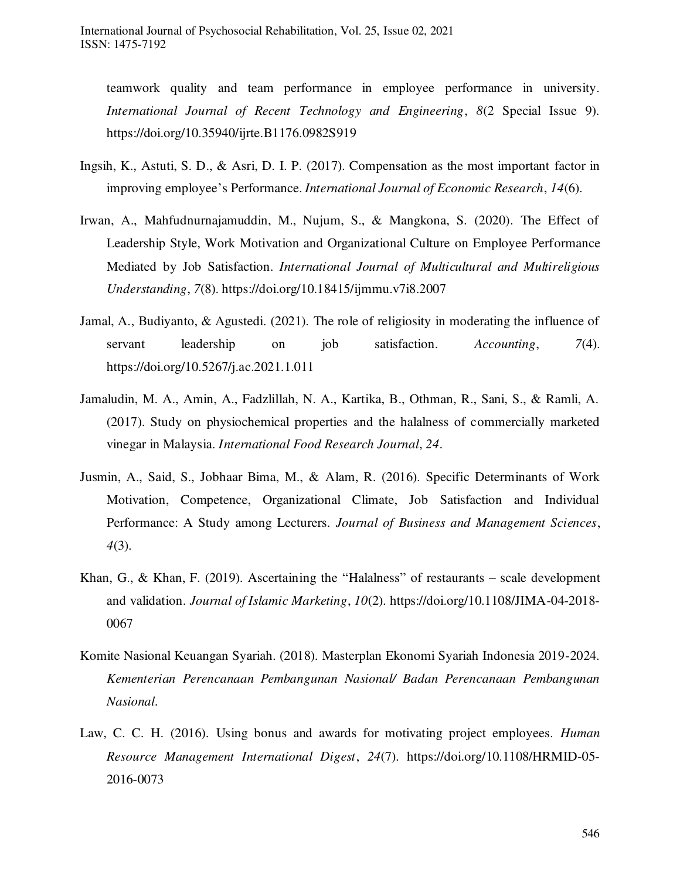teamwork quality and team performance in employee performance in university. *International Journal of Recent Technology and Engineering*, *8*(2 Special Issue 9). https://doi.org/10.35940/ijrte.B1176.0982S919

Ingsih, K., Astuti, S. D., & Asri, D. I. P. (2017). Compensation as the most important factor in improving employee's Performance. *International Journal of Economic Research*, *14*(6).

Irwan, A., Mahfudnurnajamuddin, M., Nujum, S., & Mangkona, S. (2020). The Effect of Leadership Style, Work Motivation and Organizational Culture on Employee Performance Mediated by Job Satisfaction. *International Journal of Multicultural and Multireligious Understanding*, *7*(8). https://doi.org/10.18415/ijmmu.v7i8.2007

Jamal, A., Budiyanto, & Agustedi. (2021). The role of religiosity in moderating the influence of servant leadership on job satisfaction. *Accounting*, *7*(4). https://doi.org/10.5267/j.ac.2021.1.011

Jamaludin, M. A., Amin, A., Fadzlillah, N. A., Kartika, B., Othman, R., Sani, S., & Ramli, A. (2017). Study on physiochemical properties and the halalness of commercially marketed vinegar in Malaysia. *International Food Research Journal*, *24*.

Jusmin, A., Said, S., Jobhaar Bima, M., & Alam, R. (2016). Specific Determinants of Work Motivation, Competence, Organizational Climate, Job Satisfaction and Individual Performance: A Study among Lecturers. *Journal of Business and Management Sciences*, *4*(3).

Khan, G., & Khan, F. (2019). Ascertaining the "Halalness" of restaurants – scale development and validation. *Journal of Islamic Marketing*, *10*(2). https://doi.org/10.1108/JIMA-04-2018-0067

Komite Nasional Keuangan Syariah. (2018). Masterplan Ekonomi Syariah Indonesia 2019-2024. *Kementerian Perencanaan Pembangunan Nasional/ Badan Perencanaan Pembangunan Nasional.*

Law, C. C. H. (2016). Using bonus and awards for motivating project employees. *Human Resource Management International Digest*, *24*(7). https://doi.org/10.1108/HRMID-05-2016-0073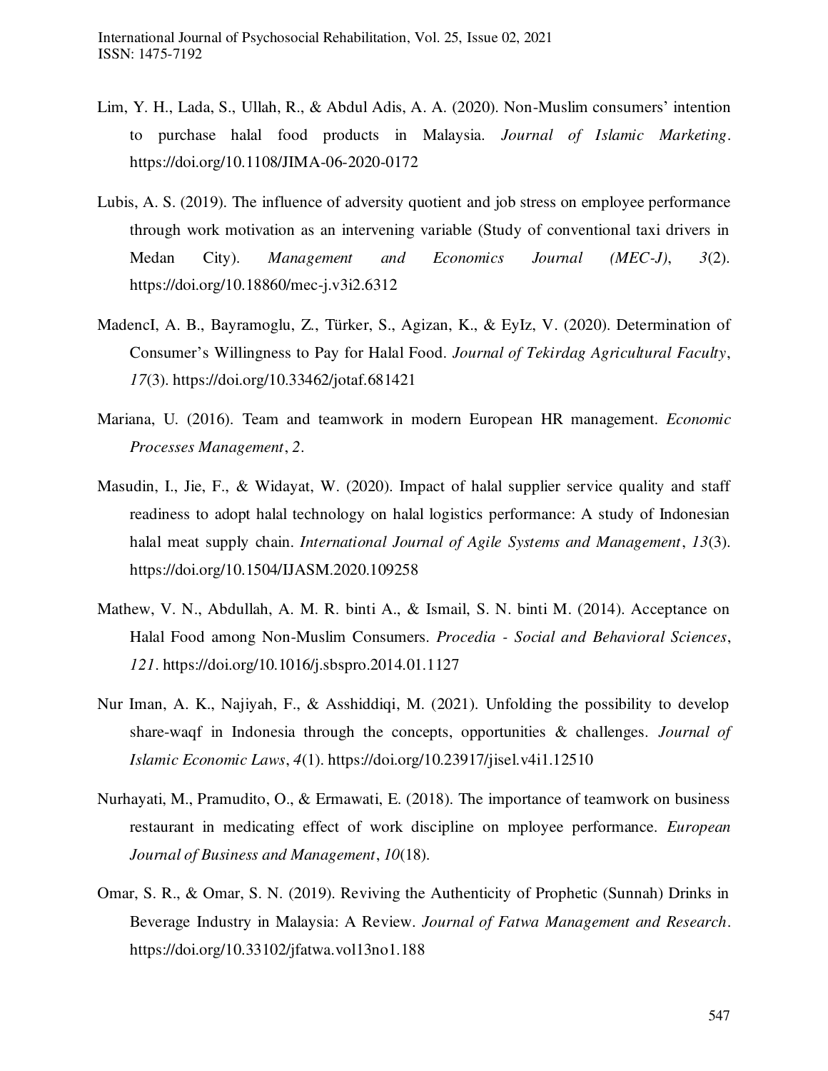Lim, Y. H., Lada, S., Ullah, R., & Abdul Adis, A. A. (2020). Non-Muslim consumers' intention to purchase halal food products in Malaysia. *Journal of Islamic Marketing*. https://doi.org/10.1108/JIMA-06-2020-0172

Lubis, A. S. (2019). The influence of adversity quotient and job stress on employee performance through work motivation as an intervening variable (Study of conventional taxi drivers in Medan City). *Management and Economics Journal (MEC-J)*, *3*(2). https://doi.org/10.18860/mec-j.v3i2.6312

MadencI, A. B., Bayramoglu, Z., Türker, S., Agizan, K., & EyIz, V. (2020). Determination of Consumer's Willingness to Pay for Halal Food. *Journal of Tekirdag Agricultural Faculty*, *17*(3). https://doi.org/10.33462/jotaf.681421

Mariana, U. (2016). Team and teamwork in modern European HR management. *Economic Processes Management*, *2*.

Masudin, I., Jie, F., & Widayat, W. (2020). Impact of halal supplier service quality and staff readiness to adopt halal technology on halal logistics performance: A study of Indonesian halal meat supply chain. *International Journal of Agile Systems and Management*, *13*(3). https://doi.org/10.1504/IJASM.2020.109258

Mathew, V. N., Abdullah, A. M. R. binti A., & Ismail, S. N. binti M. (2014). Acceptance on Halal Food among Non-Muslim Consumers. *Procedia - Social and Behavioral Sciences*, *121*. https://doi.org/10.1016/j.sbspro.2014.01.1127

Nur Iman, A. K., Najiyah, F., & Asshiddiqi, M. (2021). Unfolding the possibility to develop share-waqf in Indonesia through the concepts, opportunities & challenges. *Journal of Islamic Economic Laws*, *4*(1). https://doi.org/10.23917/jisel.v4i1.12510

Nurhayati, M., Pramudito, O., & Ermawati, E. (2018). The importance of teamwork on business restaurant in medicating effect of work discipline on mployee performance. *European Journal of Business and Management*, *10*(18).

Omar, S. R., & Omar, S. N. (2019). Reviving the Authenticity of Prophetic (Sunnah) Drinks in Beverage Industry in Malaysia: A Review. *Journal of Fatwa Management and Research*. https://doi.org/10.33102/jfatwa.vol13no1.188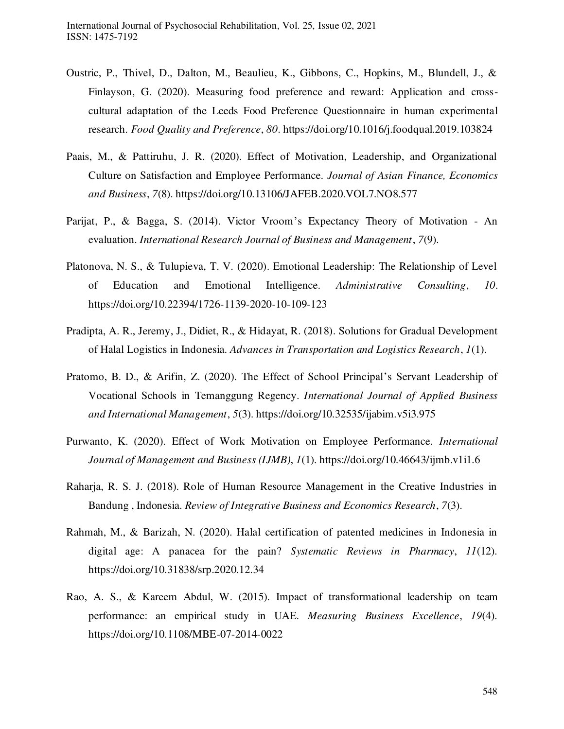Oustric, P., Thivel, D., Dalton, M., Beaulieu, K., Gibbons, C., Hopkins, M., Blundell, J., & Finlayson, G. (2020). Measuring food preference and reward: Application and cross-cultural adaptation of the Leeds Food Preference Questionnaire in human experimental research. *Food Quality and Preference*, *80*. https://doi.org/10.1016/j.foodqual.2019.103824

Paais, M., & Pattiruhu, J. R. (2020). Effect of Motivation, Leadership, and Organizational Culture on Satisfaction and Employee Performance. *Journal of Asian Finance, Economics and Business*, *7*(8). https://doi.org/10.13106/JAFEB.2020.VOL7.NO8.577

Parijat, P., & Bagga, S. (2014). Victor Vroom's Expectancy Theory of Motivation - An evaluation. *International Research Journal of Business and Management*, *7*(9).

Platonova, N. S., & Tulupieva, T. V. (2020). Emotional Leadership: The Relationship of Level of Education and Emotional Intelligence. *Administrative Consulting*, *10*. https://doi.org/10.22394/1726-1139-2020-10-109-123

Pradipta, A. R., Jeremy, J., Didiet, R., & Hidayat, R. (2018). Solutions for Gradual Development of Halal Logistics in Indonesia. *Advances in Transportation and Logistics Research*, *1*(1).

Pratomo, B. D., & Arifin, Z. (2020). The Effect of School Principal's Servant Leadership of Vocational Schools in Temanggung Regency. *International Journal of Applied Business and International Management*, *5*(3). https://doi.org/10.32535/ijabim.v5i3.975

Purwanto, K. (2020). Effect of Work Motivation on Employee Performance. *International Journal of Management and Business (IJMB)*, *1*(1). https://doi.org/10.46643/ijmb.v1i1.6

Raharja, R. S. J. (2018). Role of Human Resource Management in the Creative Industries in Bandung , Indonesia. *Review of Integrative Business and Economics Research*, *7*(3).

Rahmah, M., & Barizah, N. (2020). Halal certification of patented medicines in Indonesia in digital age: A panacea for the pain? *Systematic Reviews in Pharmacy*, *11*(12). https://doi.org/10.31838/srp.2020.12.34

Rao, A. S., & Kareem Abdul, W. (2015). Impact of transformational leadership on team performance: an empirical study in UAE. *Measuring Business Excellence*, *19*(4). https://doi.org/10.1108/MBE-07-2014-0022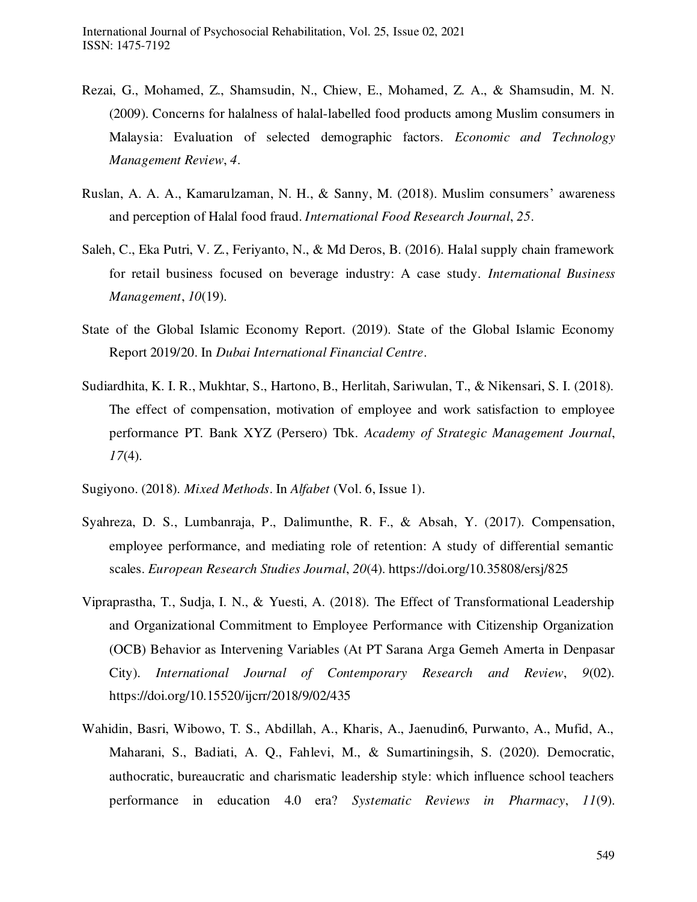Rezai, G., Mohamed, Z., Shamsudin, N., Chiew, E., Mohamed, Z. A., & Shamsudin, M. N. (2009). Concerns for halalness of halal-labelled food products among Muslim consumers in Malaysia: Evaluation of selected demographic factors. *Economic and Technology Management Review*, *4*.

Ruslan, A. A. A., Kamarulzaman, N. H., & Sanny, M. (2018). Muslim consumers' awareness and perception of Halal food fraud. *International Food Research Journal*, *25*.

Saleh, C., Eka Putri, V. Z., Feriyanto, N., & Md Deros, B. (2016). Halal supply chain framework for retail business focused on beverage industry: A case study. *International Business Management*, *10*(19).

State of the Global Islamic Economy Report. (2019). State of the Global Islamic Economy Report 2019/20. In *Dubai International Financial Centre*.

Sudiardhita, K. I. R., Mukhtar, S., Hartono, B., Herlitah, Sariwulan, T., & Nikensari, S. I. (2018). The effect of compensation, motivation of employee and work satisfaction to employee performance PT. Bank XYZ (Persero) Tbk. *Academy of Strategic Management Journal*, *17*(4).

Sugiyono. (2018). *Mixed Methods*. In *Alfabet* (Vol. 6, Issue 1).

Syahreza, D. S., Lumbanraja, P., Dalimunthe, R. F., & Absah, Y. (2017). Compensation, employee performance, and mediating role of retention: A study of differential semantic scales. *European Research Studies Journal*, *20*(4). https://doi.org/10.35808/ersj/825

Vipraprastha, T., Sudja, I. N., & Yuesti, A. (2018). The Effect of Transformational Leadership and Organizational Commitment to Employee Performance with Citizenship Organization (OCB) Behavior as Intervening Variables (At PT Sarana Arga Gemeh Amerta in Denpasar City). *International Journal of Contemporary Research and Review*, *9*(02). https://doi.org/10.15520/ijcrr/2018/9/02/435

Wahidin, Basri, Wibowo, T. S., Abdillah, A., Kharis, A., Jaenudin6, Purwanto, A., Mufid, A., Maharani, S., Badiati, A. Q., Fahlevi, M., & Sumartiningsih, S. (2020). Democratic, authocratic, bureaucratic and charismatic leadership style: which influence school teachers performance in education 4.0 era? *Systematic Reviews in Pharmacy*, *11*(9).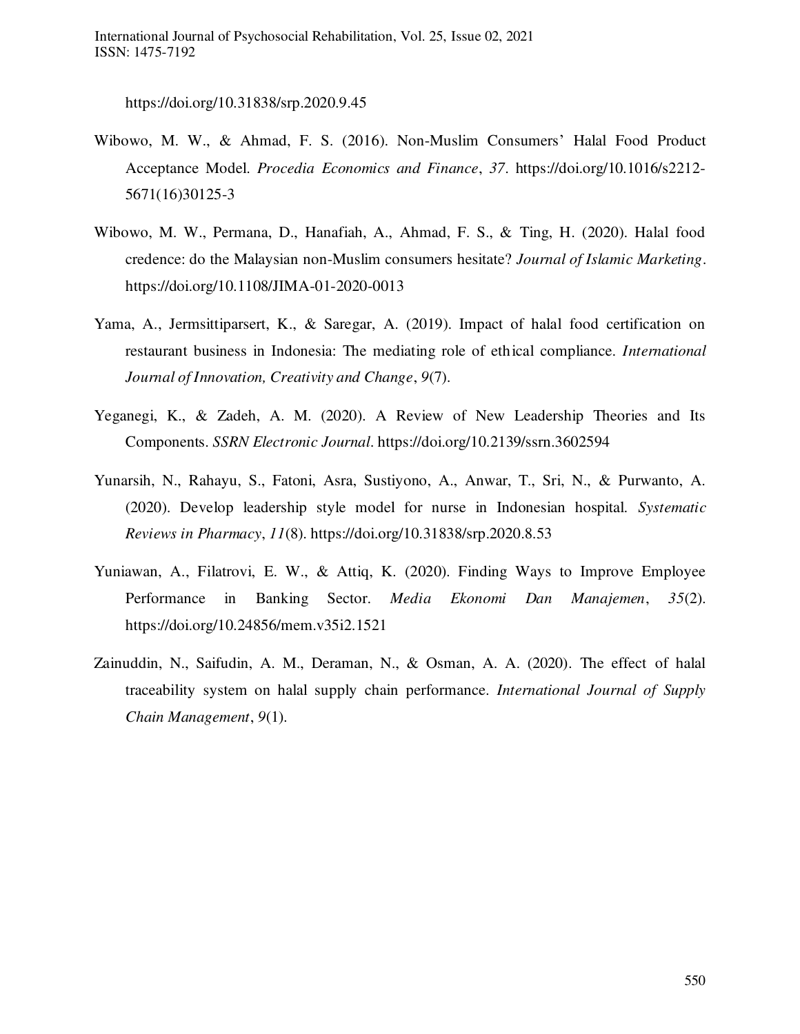https://doi.org/10.31838/srp.2020.9.45

Wibowo, M. W., & Ahmad, F. S. (2016). Non-Muslim Consumers' Halal Food Product Acceptance Model. *Procedia Economics and Finance*, *37*. https://doi.org/10.1016/s2212-5671(16)30125-3

Wibowo, M. W., Permana, D., Hanafiah, A., Ahmad, F. S., & Ting, H. (2020). Halal food credence: do the Malaysian non-Muslim consumers hesitate? *Journal of Islamic Marketing*. https://doi.org/10.1108/JIMA-01-2020-0013

Yama, A., Jermsittiparsert, K., & Saregar, A. (2019). Impact of halal food certification on restaurant business in Indonesia: The mediating role of ethical compliance. *International Journal of Innovation, Creativity and Change*, *9*(7).

Yeganegi, K., & Zadeh, A. M. (2020). A Review of New Leadership Theories and Its Components. *SSRN Electronic Journal*. https://doi.org/10.2139/ssrn.3602594

Yunarsih, N., Rahayu, S., Fatoni, Asra, Sustiyono, A., Anwar, T., Sri, N., & Purwanto, A. (2020). Develop leadership style model for nurse in Indonesian hospital. *Systematic Reviews in Pharmacy*, *11*(8). https://doi.org/10.31838/srp.2020.8.53

Yuniawan, A., Filatrovi, E. W., & Attiq, K. (2020). Finding Ways to Improve Employee Performance in Banking Sector. *Media Ekonomi Dan Manajemen*, *35*(2). https://doi.org/10.24856/mem.v35i2.1521

Zainuddin, N., Saifudin, A. M., Deraman, N., & Osman, A. A. (2020). The effect of halal traceability system on halal supply chain performance. *International Journal of Supply Chain Management*, *9*(1).